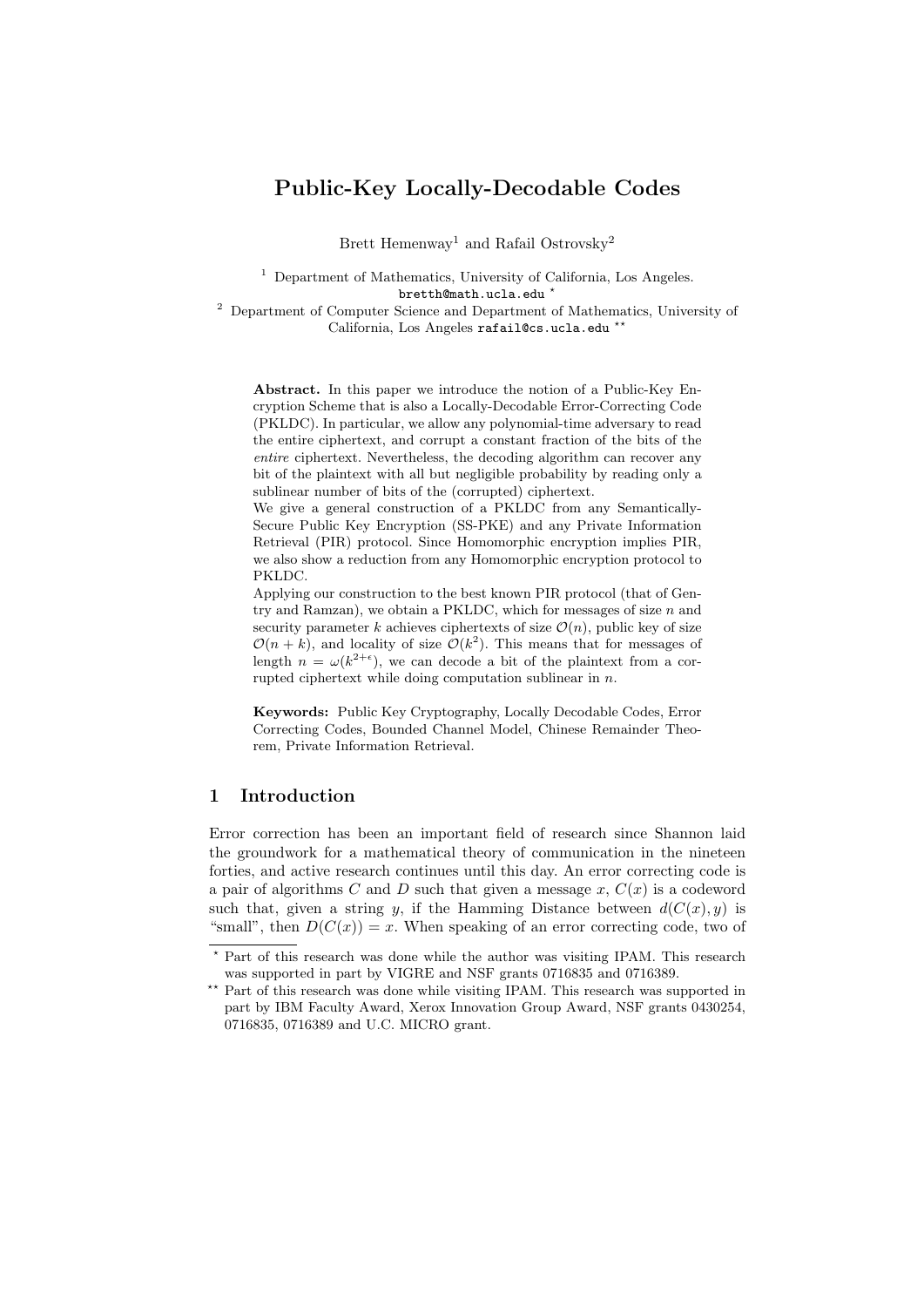# Public-Key Locally-Decodable Codes

Brett Hemenway[1] and Rafail Ostrovsky[2]

[1] Department of Mathematics, University of California, Los Angeles. bretth@math.ucla.edu [⋆]

[2] Department of Computer Science and Department of Mathematics, University of California, Los Angeles rafail@cs.ucla.edu [⋆⋆]

**Abstract.** In this paper we introduce the notion of a Public-Key Encryption Scheme that is also a Locally-Decodable Error-Correcting Code (PKLDC). In particular, we allow any polynomial-time adversary to read the entire ciphertext, and corrupt a constant fraction of the bits of the *entire* ciphertext. Nevertheless, the decoding algorithm can recover any bit of the plaintext with all but negligible probability by reading only a sublinear number of bits of the (corrupted) ciphertext.

We give a general construction of a PKLDC from any Semantically-Secure Public Key Encryption (SS-PKE) and any Private Information Retrieval (PIR) protocol. Since Homomorphic encryption implies PIR, we also show a reduction from any Homomorphic encryption protocol to PKLDC.

Applying our construction to the best known PIR protocol (that of Gentry and Ramzan), we obtain a PKLDC, which for messages of size $n$ and security parameter $k$ achieves ciphertexts of size $\mathcal{O}(n)$, public key of size $\mathcal{O}(n+k)$, and locality of size $\mathcal{O}(k^2)$. This means that for messages of length $n = \omega(k^{2+\epsilon})$, we can decode a bit of the plaintext from a corrupted ciphertext while doing computation sublinear in $n$.

**Keywords:** Public Key Cryptography, Locally Decodable Codes, Error Correcting Codes, Bounded Channel Model, Chinese Remainder Theorem, Private Information Retrieval.

## 1 Introduction

Error correction has been an important field of research since Shannon laid the groundwork for a mathematical theory of communication in the nineteen forties, and active research continues until this day. An error correcting code is a pair of algorithms $C$ and $D$ such that given a message $x$, $C(x)$ is a codeword such that, given a string $y$, if the Hamming Distance between $d(C(x), y)$ is "small", then $D(C(x)) = x$. When speaking of an error correcting code, two of

---

[⋆] Part of this research was done while the author was visiting IPAM. This research was supported in part by VIGRE and NSF grants 0716835 and 0716389.

[⋆⋆] Part of this research was done while visiting IPAM. This research was supported in part by IBM Faculty Award, Xerox Innovation Group Award, NSF grants 0430254, 0716835, 0716389 and U.C. MICRO grant.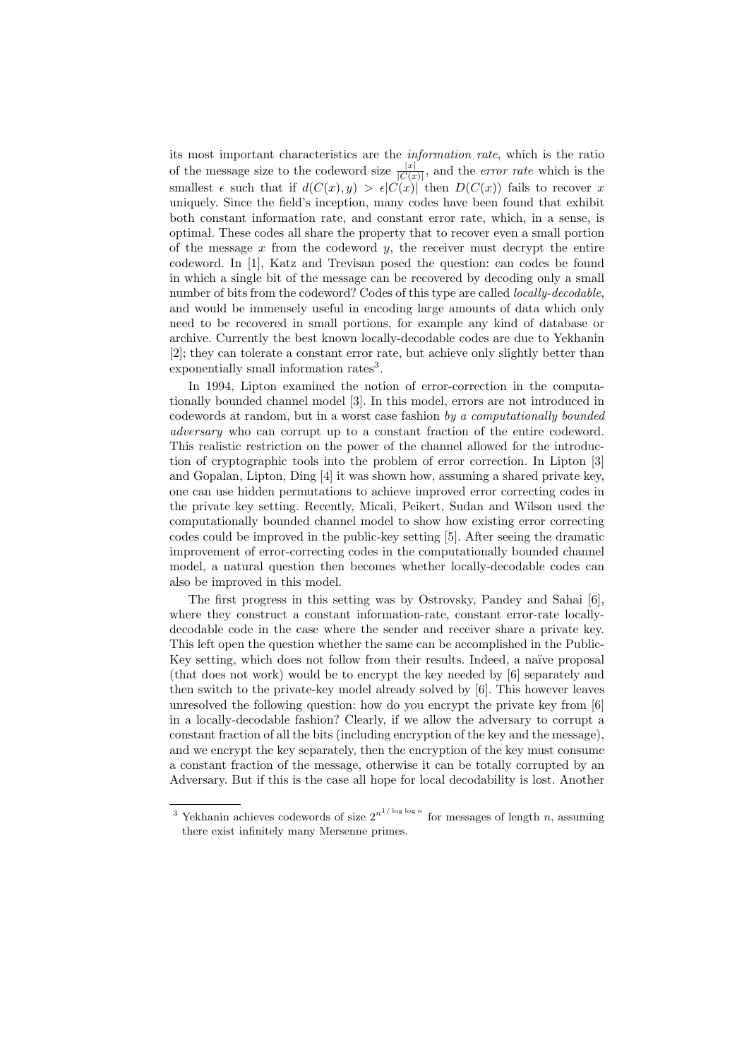its most important characteristics are the *information rate*, which is the ratio of the message size to the codeword size $\frac{|x|}{|C(x)|}$, and the *error rate* which is the smallest $\epsilon$ such that if $d(C(x), y) > \epsilon|C(x)|$ then $D(C(x))$ fails to recover $x$ uniquely. Since the field's inception, many codes have been found that exhibit both constant information rate, and constant error rate, which, in a sense, is optimal. These codes all share the property that to recover even a small portion of the message $x$ from the codeword $y$, the receiver must decrypt the entire codeword. In [1], Katz and Trevisan posed the question: can codes be found in which a single bit of the message can be recovered by decoding only a small number of bits from the codeword? Codes of this type are called *locally-decodable*, and would be immensely useful in encoding large amounts of data which only need to be recovered in small portions, for example any kind of database or archive. Currently the best known locally-decodable codes are due to Yekhanin [2]; they can tolerate a constant error rate, but achieve only slightly better than exponentially small information rates[3].

In 1994, Lipton examined the notion of error-correction in the computationally bounded channel model [3]. In this model, errors are not introduced in codewords at random, but in a worst case fashion *by a computationally bounded adversary* who can corrupt up to a constant fraction of the entire codeword. This realistic restriction on the power of the channel allowed for the introduction of cryptographic tools into the problem of error correction. In Lipton [3] and Gopalan, Lipton, Ding [4] it was shown how, assuming a shared private key, one can use hidden permutations to achieve improved error correcting codes in the private key setting. Recently, Micali, Peikert, Sudan and Wilson used the computationally bounded channel model to show how existing error correcting codes could be improved in the public-key setting [5]. After seeing the dramatic improvement of error-correcting codes in the computationally bounded channel model, a natural question then becomes whether locally-decodable codes can also be improved in this model.

The first progress in this setting was by Ostrovsky, Pandey and Sahai [6], where they construct a constant information-rate, constant error-rate locally-decodable code in the case where the sender and receiver share a private key. This left open the question whether the same can be accomplished in the Public-Key setting, which does not follow from their results. Indeed, a naïve proposal (that does not work) would be to encrypt the key needed by [6] separately and then switch to the private-key model already solved by [6]. This however leaves unresolved the following question: how do you encrypt the private key from [6] in a locally-decodable fashion? Clearly, if we allow the adversary to corrupt a constant fraction of all the bits (including encryption of the key and the message), and we encrypt the key separately, then the encryption of the key must consume a constant fraction of the message, otherwise it can be totally corrupted by an Adversary. But if this is the case all hope for local decodability is lost. Another

[3] Yekhanin achieves codewords of size $2^{n^{1/\log \log n}}$ for messages of length $n$, assuming there exist infinitely many Mersenne primes.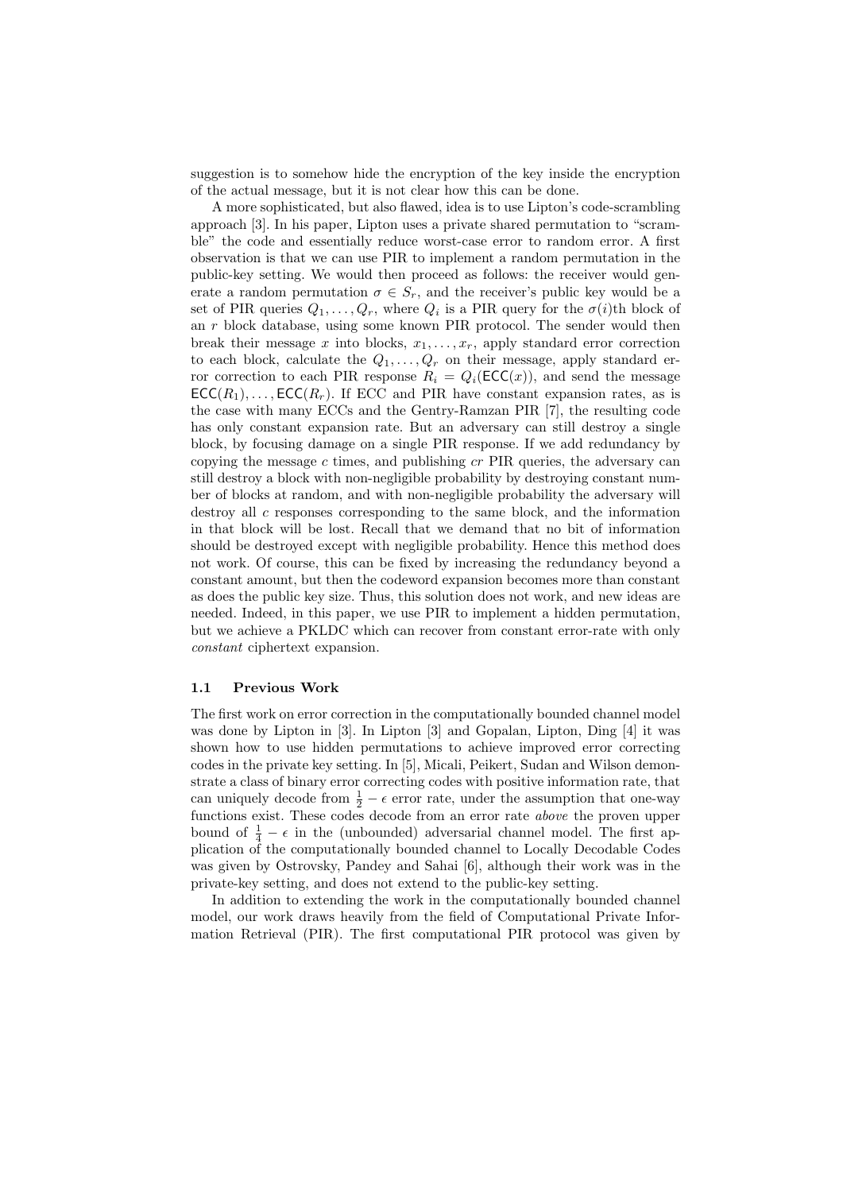suggestion is to somehow hide the encryption of the key inside the encryption of the actual message, but it is not clear how this can be done.

A more sophisticated, but also flawed, idea is to use Lipton's code-scrambling approach [3]. In his paper, Lipton uses a private shared permutation to "scramble" the code and essentially reduce worst-case error to random error. A first observation is that we can use PIR to implement a random permutation in the public-key setting. We would then proceed as follows: the receiver would generate a random permutation $\sigma \in S_r$, and the receiver's public key would be a set of PIR queries $Q_1, \ldots, Q_r$, where $Q_i$ is a PIR query for the $\sigma(i)$th block of an $r$ block database, using some known PIR protocol. The sender would then break their message $x$ into blocks, $x_1, \ldots, x_r$, apply standard error correction to each block, calculate the $Q_1, \ldots, Q_r$ on their message, apply standard error correction to each PIR response $R_i = Q_i(\mathsf{ECC}(x))$, and send the message $\mathsf{ECC}(R_1), \ldots, \mathsf{ECC}(R_r)$. If ECC and PIR have constant expansion rates, as is the case with many ECCs and the Gentry-Ramzan PIR [7], the resulting code has only constant expansion rate. But an adversary can still destroy a single block, by focusing damage on a single PIR response. If we add redundancy by copying the message $c$ times, and publishing $cr$ PIR queries, the adversary can still destroy a block with non-negligible probability by destroying constant number of blocks at random, and with non-negligible probability the adversary will destroy all $c$ responses corresponding to the same block, and the information in that block will be lost. Recall that we demand that no bit of information should be destroyed except with negligible probability. Hence this method does not work. Of course, this can be fixed by increasing the redundancy beyond a constant amount, but then the codeword expansion becomes more than constant as does the public key size. Thus, this solution does not work, and new ideas are needed. Indeed, in this paper, we use PIR to implement a hidden permutation, but we achieve a PKLDC which can recover from constant error-rate with only *constant* ciphertext expansion.

### 1.1 Previous Work

The first work on error correction in the computationally bounded channel model was done by Lipton in [3]. In Lipton [3] and Gopalan, Lipton, Ding [4] it was shown how to use hidden permutations to achieve improved error correcting codes in the private key setting. In [5], Micali, Peikert, Sudan and Wilson demonstrate a class of binary error correcting codes with positive information rate, that can uniquely decode from $\frac{1}{2} - \epsilon$ error rate, under the assumption that one-way functions exist. These codes decode from an error rate *above* the proven upper bound of $\frac{1}{4} - \epsilon$ in the (unbounded) adversarial channel model. The first application of the computationally bounded channel to Locally Decodable Codes was given by Ostrovsky, Pandey and Sahai [6], although their work was in the private-key setting, and does not extend to the public-key setting.

In addition to extending the work in the computationally bounded channel model, our work draws heavily from the field of Computational Private Information Retrieval (PIR). The first computational PIR protocol was given by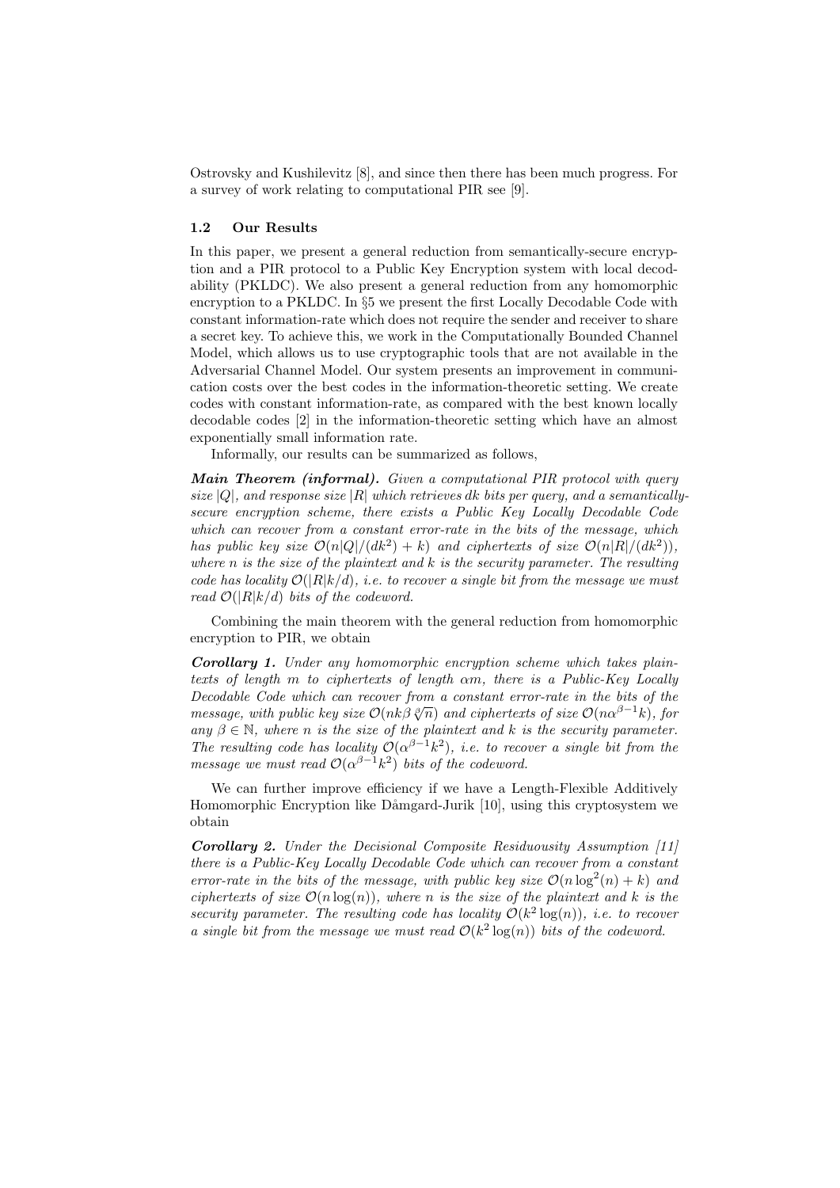Ostrovsky and Kushilevitz [8], and since then there has been much progress. For a survey of work relating to computational PIR see [9].

### 1.2 Our Results

In this paper, we present a general reduction from semantically-secure encryption and a PIR protocol to a Public Key Encryption system with local decodability (PKLDC). We also present a general reduction from any homomorphic encryption to a PKLDC. In §5 we present the first Locally Decodable Code with constant information-rate which does not require the sender and receiver to share a secret key. To achieve this, we work in the Computationally Bounded Channel Model, which allows us to use cryptographic tools that are not available in the Adversarial Channel Model. Our system presents an improvement in communication costs over the best codes in the information-theoretic setting. We create codes with constant information-rate, as compared with the best known locally decodable codes [2] in the information-theoretic setting which have an almost exponentially small information rate.

Informally, our results can be summarized as follows,

***Main Theorem (informal).*** *Given a computational PIR protocol with query size $|Q|$, and response size $|R|$ which retrieves $dk$ bits per query, and a semantically-secure encryption scheme, there exists a Public Key Locally Decodable Code which can recover from a constant error-rate in the bits of the message, which has public key size $\mathcal{O}(n|Q|/(dk^2) + k)$ and ciphertexts of size $\mathcal{O}(n|R|/(dk^2))$, where $n$ is the size of the plaintext and $k$ is the security parameter. The resulting code has locality $\mathcal{O}(|R|k/d)$, i.e. to recover a single bit from the message we must read $\mathcal{O}(|R|k/d)$ bits of the codeword.*

Combining the main theorem with the general reduction from homomorphic encryption to PIR, we obtain

***Corollary 1.*** *Under any homomorphic encryption scheme which takes plaintexts of length $m$ to ciphertexts of length $\alpha m$, there is a Public-Key Locally Decodable Code which can recover from a constant error-rate in the bits of the message, with public key size $\mathcal{O}(nk\beta\sqrt[\beta]{n})$ and ciphertexts of size $\mathcal{O}(n\alpha^{\beta-1}k)$, for any $\beta \in \mathbb{N}$, where $n$ is the size of the plaintext and $k$ is the security parameter. The resulting code has locality $\mathcal{O}(\alpha^{\beta-1}k^2)$, i.e. to recover a single bit from the message we must read $\mathcal{O}(\alpha^{\beta-1}k^2)$ bits of the codeword.*

We can further improve efficiency if we have a Length-Flexible Additively Homomorphic Encryption like Dåmgard-Jurik [10], using this cryptosystem we obtain

***Corollary 2.*** *Under the Decisional Composite Residuousity Assumption [11] there is a Public-Key Locally Decodable Code which can recover from a constant error-rate in the bits of the message, with public key size $\mathcal{O}(n\log^2(n) + k)$ and ciphertexts of size $\mathcal{O}(n\log(n))$, where $n$ is the size of the plaintext and $k$ is the security parameter. The resulting code has locality $\mathcal{O}(k^2\log(n))$, i.e. to recover a single bit from the message we must read $\mathcal{O}(k^2\log(n))$ bits of the codeword.*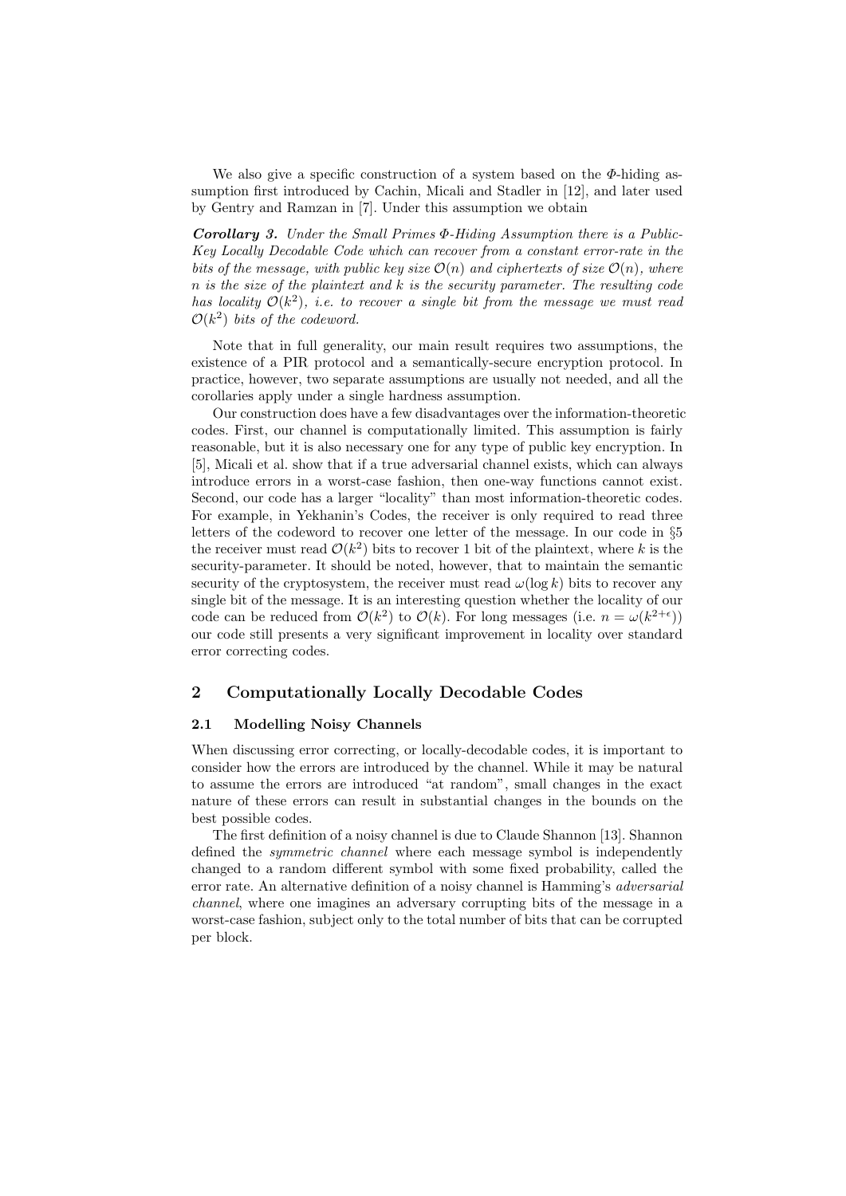We also give a specific construction of a system based on the $\Phi$-hiding assumption first introduced by Cachin, Micali and Stadler in [12], and later used by Gentry and Ramzan in [7]. Under this assumption we obtain

***Corollary 3.*** *Under the Small Primes $\Phi$-Hiding Assumption there is a Public-Key Locally Decodable Code which can recover from a constant error-rate in the bits of the message, with public key size $\mathcal{O}(n)$ and ciphertexts of size $\mathcal{O}(n)$, where $n$ is the size of the plaintext and $k$ is the security parameter. The resulting code has locality $\mathcal{O}(k^2)$, i.e. to recover a single bit from the message we must read $\mathcal{O}(k^2)$ bits of the codeword.*

Note that in full generality, our main result requires two assumptions, the existence of a PIR protocol and a semantically-secure encryption protocol. In practice, however, two separate assumptions are usually not needed, and all the corollaries apply under a single hardness assumption.

Our construction does have a few disadvantages over the information-theoretic codes. First, our channel is computationally limited. This assumption is fairly reasonable, but it is also necessary one for any type of public key encryption. In [5], Micali et al. show that if a true adversarial channel exists, which can always introduce errors in a worst-case fashion, then one-way functions cannot exist. Second, our code has a larger "locality" than most information-theoretic codes. For example, in Yekhanin's Codes, the receiver is only required to read three letters of the codeword to recover one letter of the message. In our code in §5 the receiver must read $\mathcal{O}(k^2)$ bits to recover 1 bit of the plaintext, where $k$ is the security-parameter. It should be noted, however, that to maintain the semantic security of the cryptosystem, the receiver must read $\omega(\log k)$ bits to recover any single bit of the message. It is an interesting question whether the locality of our code can be reduced from $\mathcal{O}(k^2)$ to $\mathcal{O}(k)$. For long messages (i.e. $n = \omega(k^{2+\epsilon})$) our code still presents a very significant improvement in locality over standard error correcting codes.

## 2 Computationally Locally Decodable Codes

### 2.1 Modelling Noisy Channels

When discussing error correcting, or locally-decodable codes, it is important to consider how the errors are introduced by the channel. While it may be natural to assume the errors are introduced "at random", small changes in the exact nature of these errors can result in substantial changes in the bounds on the best possible codes.

The first definition of a noisy channel is due to Claude Shannon [13]. Shannon defined the *symmetric channel* where each message symbol is independently changed to a random different symbol with some fixed probability, called the error rate. An alternative definition of a noisy channel is Hamming's *adversarial channel*, where one imagines an adversary corrupting bits of the message in a worst-case fashion, subject only to the total number of bits that can be corrupted per block.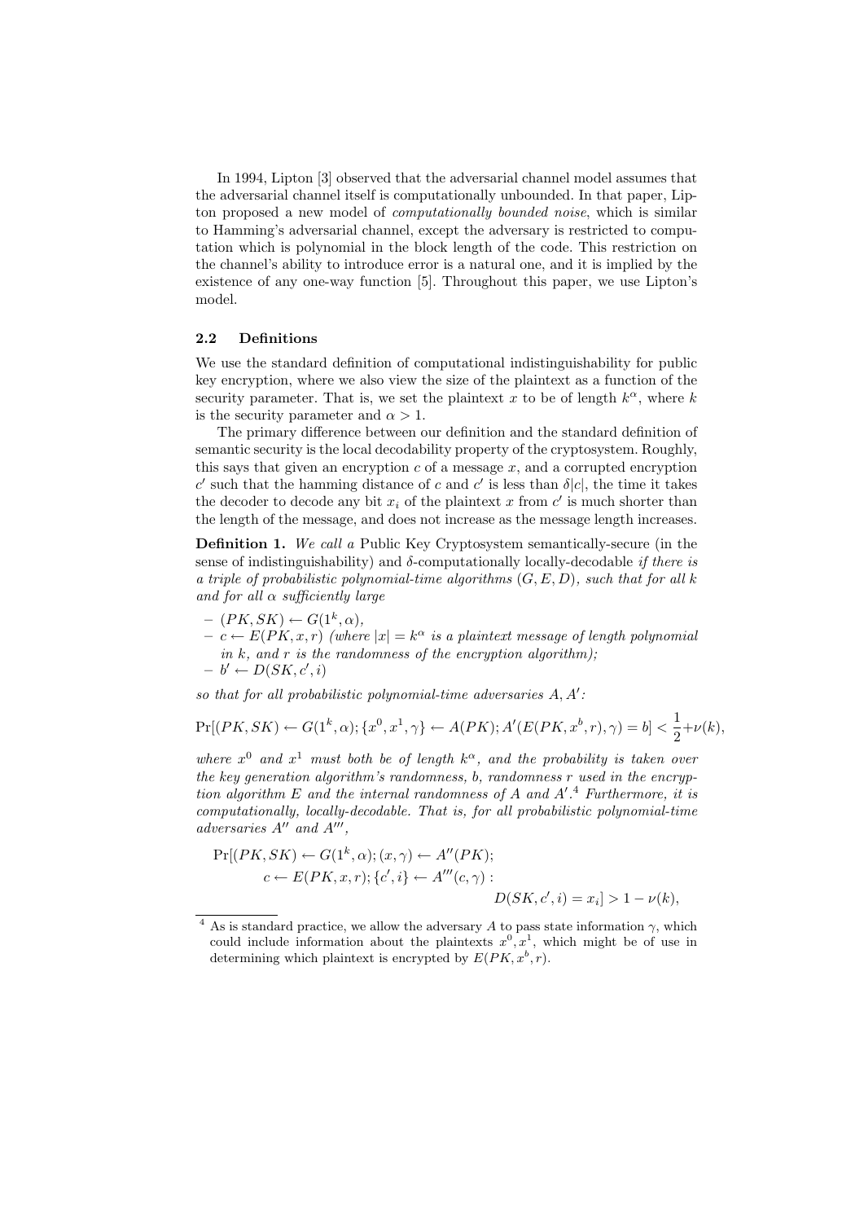In 1994, Lipton [3] observed that the adversarial channel model assumes that the adversarial channel itself is computationally unbounded. In that paper, Lipton proposed a new model of *computationally bounded noise*, which is similar to Hamming's adversarial channel, except the adversary is restricted to computation which is polynomial in the block length of the code. This restriction on the channel's ability to introduce error is a natural one, and it is implied by the existence of any one-way function [5]. Throughout this paper, we use Lipton's model.

### 2.2 Definitions

We use the standard definition of computational indistinguishability for public key encryption, where we also view the size of the plaintext as a function of the security parameter. That is, we set the plaintext $x$ to be of length $k^\alpha$, where $k$ is the security parameter and $\alpha > 1$.

The primary difference between our definition and the standard definition of semantic security is the local decodability property of the cryptosystem. Roughly, this says that given an encryption $c$ of a message $x$, and a corrupted encryption $c'$ such that the hamming distance of $c$ and $c'$ is less than $\delta|c|$, the time it takes the decoder to decode any bit $x_i$ of the plaintext $x$ from $c'$ is much shorter than the length of the message, and does not increase as the message length increases.

**Definition 1.** *We call a* Public Key Cryptosystem semantically-secure (in the sense of indistinguishability) and $\delta$-computationally locally-decodable *if there is a triple of probabilistic polynomial-time algorithms $(G, E, D)$, such that for all $k$ and for all $\alpha$ sufficiently large*

- $(PK, SK) \leftarrow G(1^k, \alpha)$,
- $c \leftarrow E(PK, x, r)$ *(where $|x| = k^\alpha$ is a plaintext message of length polynomial in $k$, and $r$ is the randomness of the encryption algorithm);*
- $b' \leftarrow D(SK, c', i)$

*so that for all probabilistic polynomial-time adversaries $A, A'$:*

$$\Pr[(PK, SK) \leftarrow G(1^k, \alpha); \{x^0, x^1, \gamma\} \leftarrow A(PK); A'(E(PK, x^b, r), \gamma) = b] < \frac{1}{2} + \nu(k),$$

*where $x^0$ and $x^1$ must both be of length $k^\alpha$, and the probability is taken over the key generation algorithm's randomness, $b$, randomness $r$ used in the encryption algorithm $E$ and the internal randomness of $A$ and $A'$.*[4] *Furthermore, it is computationally, locally-decodable. That is, for all probabilistic polynomial-time adversaries $A''$ and $A'''$,*

$$\begin{aligned}
\Pr[(PK, SK) \leftarrow G(1^k, \alpha); (x, \gamma) \leftarrow A''(PK);& \\
c \leftarrow E(PK, x, r); \{c', i\} \leftarrow A'''(c, \gamma) :& \\
& D(SK, c', i) = x_i] > 1 - \nu(k),
\end{aligned}$$

[4] As is standard practice, we allow the adversary $A$ to pass state information $\gamma$, which could include information about the plaintexts $x^0, x^1$, which might be of use in determining which plaintext is encrypted by $E(PK, x^b, r)$.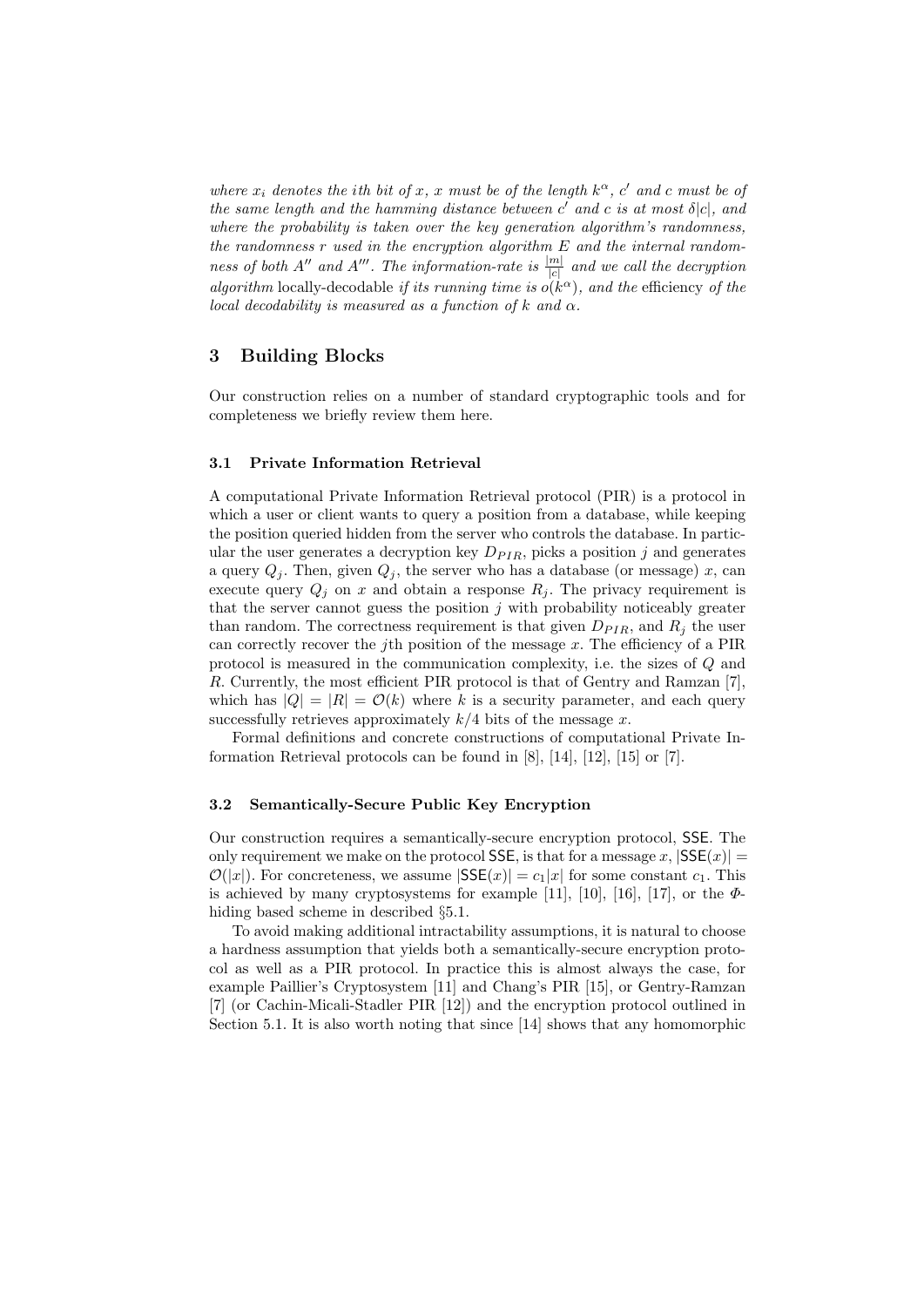*where $x_i$ denotes the ith bit of x, x must be of the length $k^\alpha$, $c'$ and c must be of the same length and the hamming distance between $c'$ and c is at most $\delta|c|$, and where the probability is taken over the key generation algorithm's randomness, the randomness r used in the encryption algorithm E and the internal randomness of both $A''$ and $A'''$. The information-rate is $\frac{|m|}{|c|}$ and we call the decryption algorithm* locally-decodable *if its running time is $o(k^\alpha)$, and the* efficiency *of the local decodability is measured as a function of k and $\alpha$.*

## 3 Building Blocks

Our construction relies on a number of standard cryptographic tools and for completeness we briefly review them here.

### 3.1 Private Information Retrieval

A computational Private Information Retrieval protocol (PIR) is a protocol in which a user or client wants to query a position from a database, while keeping the position queried hidden from the server who controls the database. In particular the user generates a decryption key $D_{PIR}$, picks a position $j$ and generates a query $Q_j$. Then, given $Q_j$, the server who has a database (or message) $x$, can execute query $Q_j$ on $x$ and obtain a response $R_j$. The privacy requirement is that the server cannot guess the position $j$ with probability noticeably greater than random. The correctness requirement is that given $D_{PIR}$, and $R_j$ the user can correctly recover the $j$th position of the message $x$. The efficiency of a PIR protocol is measured in the communication complexity, i.e. the sizes of $Q$ and $R$. Currently, the most efficient PIR protocol is that of Gentry and Ramzan [7], which has $|Q| = |R| = \mathcal{O}(k)$ where $k$ is a security parameter, and each query successfully retrieves approximately $k/4$ bits of the message $x$.

Formal definitions and concrete constructions of computational Private Information Retrieval protocols can be found in [8], [14], [12], [15] or [7].

### 3.2 Semantically-Secure Public Key Encryption

Our construction requires a semantically-secure encryption protocol, $\mathsf{SSE}$. The only requirement we make on the protocol $\mathsf{SSE}$, is that for a message $x$, $|\mathsf{SSE}(x)| = \mathcal{O}(|x|)$. For concreteness, we assume $|\mathsf{SSE}(x)| = c_1|x|$ for some constant $c_1$. This is achieved by many cryptosystems for example [11], [10], [16], [17], or the $\Phi$-hiding based scheme in described §5.1.

To avoid making additional intractability assumptions, it is natural to choose a hardness assumption that yields both a semantically-secure encryption protocol as well as a PIR protocol. In practice this is almost always the case, for example Paillier's Cryptosystem [11] and Chang's PIR [15], or Gentry-Ramzan [7] (or Cachin-Micali-Stadler PIR [12]) and the encryption protocol outlined in Section 5.1. It is also worth noting that since [14] shows that any homomorphic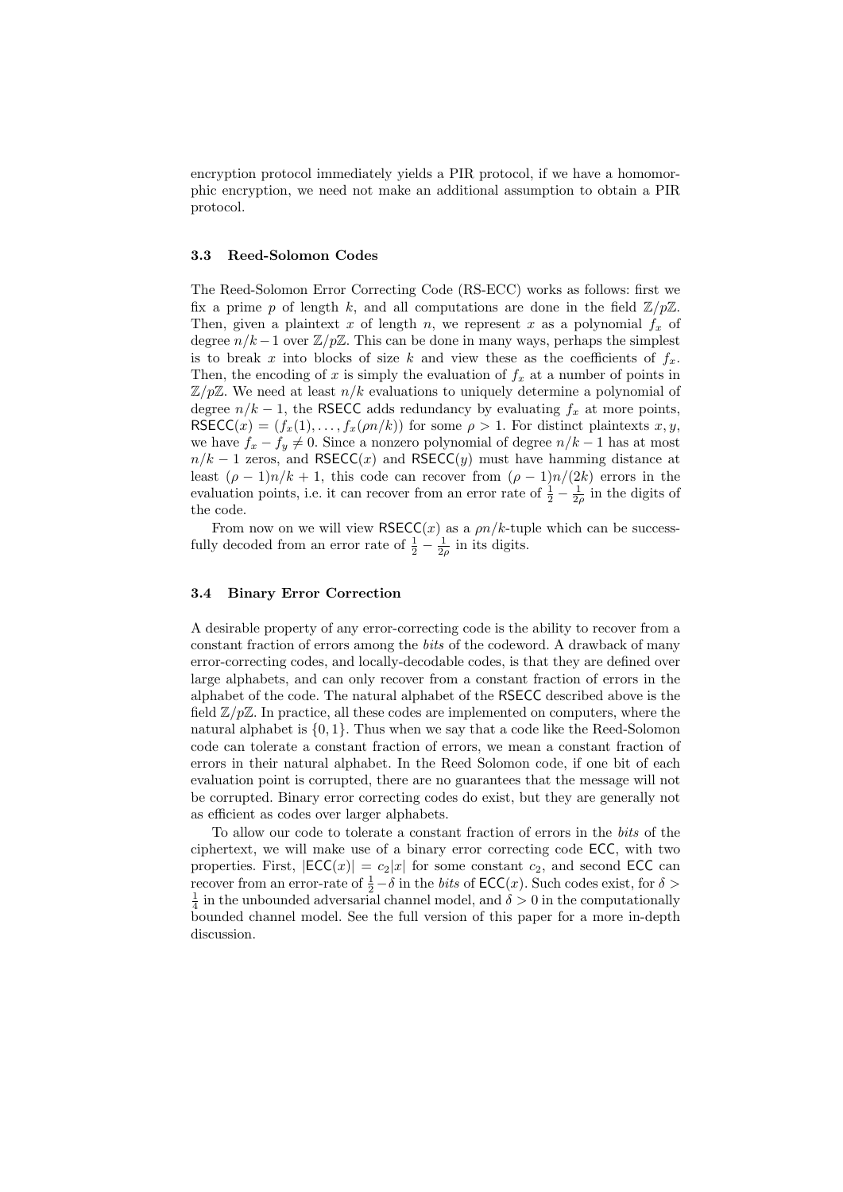encryption protocol immediately yields a PIR protocol, if we have a homomorphic encryption, we need not make an additional assumption to obtain a PIR protocol.

### 3.3 Reed-Solomon Codes

The Reed-Solomon Error Correcting Code (RS-ECC) works as follows: first we fix a prime $p$ of length $k$, and all computations are done in the field $\mathbb{Z}/p\mathbb{Z}$. Then, given a plaintext $x$ of length $n$, we represent $x$ as a polynomial $f_x$ of degree $n/k-1$ over $\mathbb{Z}/p\mathbb{Z}$. This can be done in many ways, perhaps the simplest is to break $x$ into blocks of size $k$ and view these as the coefficients of $f_x$. Then, the encoding of $x$ is simply the evaluation of $f_x$ at a number of points in $\mathbb{Z}/p\mathbb{Z}$. We need at least $n/k$ evaluations to uniquely determine a polynomial of degree $n/k-1$, the $\mathsf{RSECC}$ adds redundancy by evaluating $f_x$ at more points, $\mathsf{RSECC}(x) = (f_x(1), \ldots, f_x(\rho n/k))$ for some $\rho > 1$. For distinct plaintexts $x, y$, we have $f_x - f_y \neq 0$. Since a nonzero polynomial of degree $n/k-1$ has at most $n/k-1$ zeros, and $\mathsf{RSECC}(x)$ and $\mathsf{RSECC}(y)$ must have hamming distance at least $(\rho-1)n/k+1$, this code can recover from $(\rho-1)n/(2k)$ errors in the evaluation points, i.e. it can recover from an error rate of $\frac{1}{2} - \frac{1}{2\rho}$ in the digits of the code.

From now on we will view $\mathsf{RSECC}(x)$ as a $\rho n/k$-tuple which can be successfully decoded from an error rate of $\frac{1}{2} - \frac{1}{2\rho}$ in its digits.

### 3.4 Binary Error Correction

A desirable property of any error-correcting code is the ability to recover from a constant fraction of errors among the *bits* of the codeword. A drawback of many error-correcting codes, and locally-decodable codes, is that they are defined over large alphabets, and can only recover from a constant fraction of errors in the alphabet of the code. The natural alphabet of the $\mathsf{RSECC}$ described above is the field $\mathbb{Z}/p\mathbb{Z}$. In practice, all these codes are implemented on computers, where the natural alphabet is $\{0,1\}$. Thus when we say that a code like the Reed-Solomon code can tolerate a constant fraction of errors, we mean a constant fraction of errors in their natural alphabet. In the Reed Solomon code, if one bit of each evaluation point is corrupted, there are no guarantees that the message will not be corrupted. Binary error correcting codes do exist, but they are generally not as efficient as codes over larger alphabets.

To allow our code to tolerate a constant fraction of errors in the *bits* of the ciphertext, we will make use of a binary error correcting code $\mathsf{ECC}$, with two properties. First, $|\mathsf{ECC}(x)| = c_2|x|$ for some constant $c_2$, and second $\mathsf{ECC}$ can recover from an error-rate of $\frac{1}{2} - \delta$ in the *bits* of $\mathsf{ECC}(x)$. Such codes exist, for $\delta > \frac{1}{4}$ in the unbounded adversarial channel model, and $\delta > 0$ in the computationally bounded channel model. See the full version of this paper for a more in-depth discussion.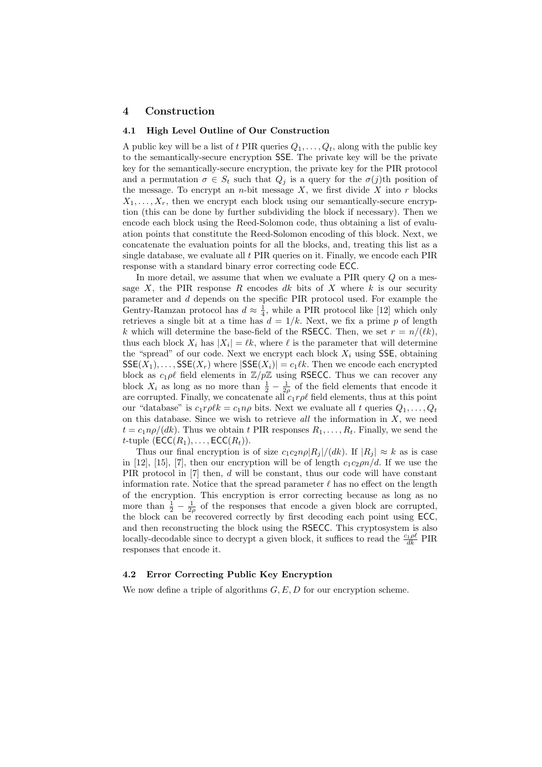## 4 Construction

### 4.1 High Level Outline of Our Construction

A public key will be a list of $t$ PIR queries $Q_1, \ldots, Q_t$, along with the public key to the semantically-secure encryption SSE. The private key will be the private key for the semantically-secure encryption, the private key for the PIR protocol and a permutation $\sigma \in S_t$ such that $Q_j$ is a query for the $\sigma(j)$th position of the message. To encrypt an $n$-bit message $X$, we first divide $X$ into $r$ blocks $X_1, \ldots, X_r$, then we encrypt each block using our semantically-secure encryption (this can be done by further subdividing the block if necessary). Then we encode each block using the Reed-Solomon code, thus obtaining a list of evaluation points that constitute the Reed-Solomon encoding of this block. Next, we concatenate the evaluation points for all the blocks, and, treating this list as a single database, we evaluate all $t$ PIR queries on it. Finally, we encode each PIR response with a standard binary error correcting code ECC.

In more detail, we assume that when we evaluate a PIR query $Q$ on a message $X$, the PIR response $R$ encodes $dk$ bits of $X$ where $k$ is our security parameter and $d$ depends on the specific PIR protocol used. For example the Gentry-Ramzan protocol has $d \approx \frac{1}{4}$, while a PIR protocol like [12] which only retrieves a single bit at a time has $d = 1/k$. Next, we fix a prime $p$ of length $k$ which will determine the base-field of the RSECC. Then, we set $r = n/(\ell k)$, thus each block $X_i$ has $|X_i| = \ell k$, where $\ell$ is the parameter that will determine the "spread" of our code. Next we encrypt each block $X_i$ using SSE, obtaining $\mathsf{SSE}(X_1), \ldots, \mathsf{SSE}(X_r)$ where $|\mathsf{SSE}(X_i)| = c_1 \ell k$. Then we encode each encrypted block as $c_1 \rho \ell$ field elements in $\mathbb{Z}/p\mathbb{Z}$ using RSECC. Thus we can recover any block $X_i$ as long as no more than $\frac{1}{2} - \frac{1}{2\rho}$ of the field elements that encode it are corrupted. Finally, we concatenate all $c_1 r \rho \ell$ field elements, thus at this point our "database" is $c_1 r \rho \ell k = c_1 n \rho$ bits. Next we evaluate all $t$ queries $Q_1, \ldots, Q_t$ on this database. Since we wish to retrieve *all* the information in $X$, we need $t = c_1 n \rho/(dk)$. Thus we obtain $t$ PIR responses $R_1, \ldots, R_t$. Finally, we send the $t$-tuple $(\mathsf{ECC}(R_1), \ldots, \mathsf{ECC}(R_t))$.

Thus our final encryption is of size $c_1 c_2 n \rho |R_j|/(dk)$. If $|R_j| \approx k$ as is case in [12], [15], [7], then our encryption will be of length $c_1 c_2 \rho n/d$. If we use the PIR protocol in [7] then, $d$ will be constant, thus our code will have constant information rate. Notice that the spread parameter $\ell$ has no effect on the length of the encryption. This encryption is error correcting because as long as no more than $\frac{1}{2} - \frac{1}{2\rho}$ of the responses that encode a given block are corrupted, the block can be recovered correctly by first decoding each point using ECC, and then reconstructing the block using the RSECC. This cryptosystem is also locally-decodable since to decrypt a given block, it suffices to read the $\frac{c_1 \rho \ell}{dk}$ PIR responses that encode it.

### 4.2 Error Correcting Public Key Encryption

We now define a triple of algorithms $G, E, D$ for our encryption scheme.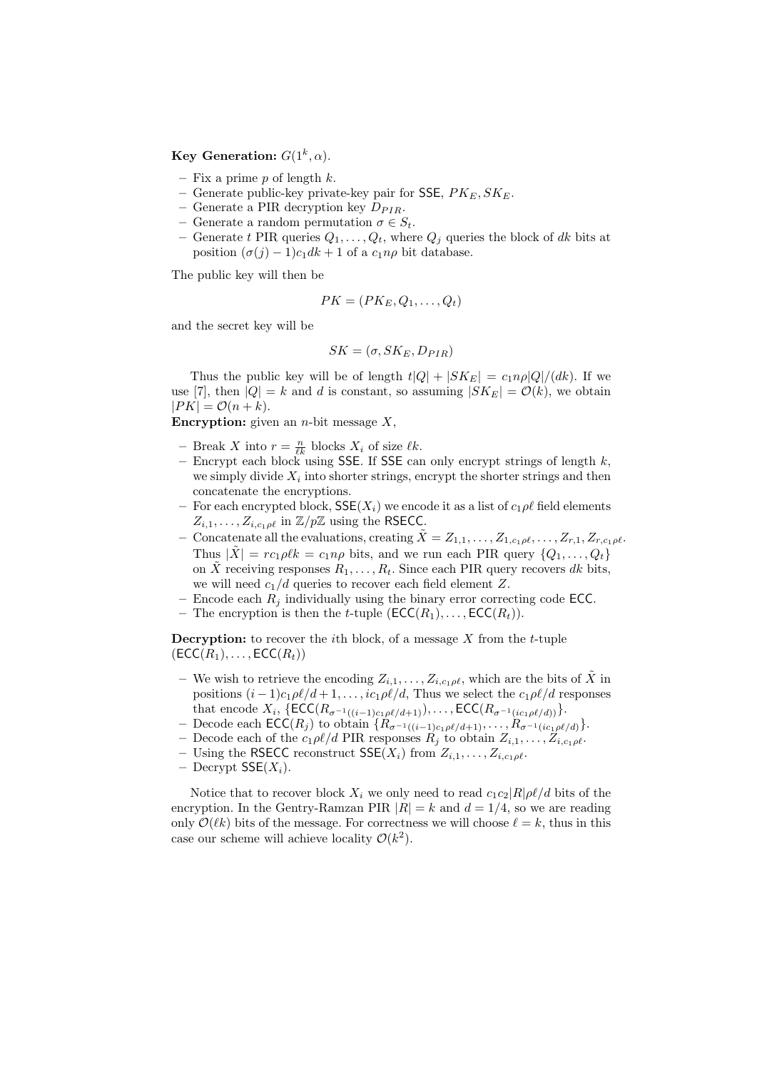**Key Generation:** $G(1^k, \alpha)$.

- Fix a prime $p$ of length $k$.
- Generate public-key private-key pair for $\mathsf{SSE}$, $PK_E, SK_E$.
- Generate a PIR decryption key $D_{PIR}$.
- Generate a random permutation $\sigma \in S_t$.
- Generate $t$ PIR queries $Q_1, \ldots, Q_t$, where $Q_j$ queries the block of $dk$ bits at position $(\sigma(j) - 1)c_1 dk + 1$ of a $c_1 n\rho$ bit database.

The public key will then be

$$PK = (PK_E, Q_1, \ldots, Q_t)$$

and the secret key will be

$$SK = (\sigma, SK_E, D_{PIR})$$

Thus the public key will be of length $t|Q| + |SK_E| = c_1 n\rho|Q|/(dk)$. If we use [7], then $|Q| = k$ and $d$ is constant, so assuming $|SK_E| = \mathcal{O}(k)$, we obtain $|PK| = \mathcal{O}(n + k)$.

**Encryption:** given an $n$-bit message $X$,

- Break $X$ into $r = \frac{n}{\ell k}$ blocks $X_i$ of size $\ell k$.
- Encrypt each block using $\mathsf{SSE}$. If $\mathsf{SSE}$ can only encrypt strings of length $k$, we simply divide $X_i$ into shorter strings, encrypt the shorter strings and then concatenate the encryptions.
- For each encrypted block, $\mathsf{SSE}(X_i)$ we encode it as a list of $c_1\rho\ell$ field elements $Z_{i,1}, \ldots, Z_{i,c_1\rho\ell}$ in $\mathbb{Z}/p\mathbb{Z}$ using the $\mathsf{RSECC}$.
- Concatenate all the evaluations, creating $\tilde{X} = Z_{1,1}, \ldots, Z_{1,c_1\rho\ell}, \ldots, Z_{r,1}, Z_{r,c_1\rho\ell}$. Thus $|\tilde{X}| = rc_1\rho\ell k = c_1 n\rho$ bits, and we run each PIR query $\{Q_1, \ldots, Q_t\}$ on $\tilde{X}$ receiving responses $R_1, \ldots, R_t$. Since each PIR query recovers $dk$ bits, we will need $c_1/d$ queries to recover each field element $Z$.
- Encode each $R_j$ individually using the binary error correcting code $\mathsf{ECC}$.
- The encryption is then the $t$-tuple $(\mathsf{ECC}(R_1), \ldots, \mathsf{ECC}(R_t))$.

**Decryption:** to recover the $i$th block, of a message $X$ from the $t$-tuple $(\mathsf{ECC}(R_1), \ldots, \mathsf{ECC}(R_t))$

- We wish to retrieve the encoding $Z_{i,1}, \ldots, Z_{i,c_1\rho\ell}$, which are the bits of $\tilde{X}$ in positions $(i-1)c_1\rho\ell/d + 1, \ldots, ic_1\rho\ell/d$, Thus we select the $c_1\rho\ell/d$ responses that encode $X_i$, $\{\mathsf{ECC}(R_{\sigma^{-1}((i-1)c_1\rho\ell/d+1)}), \ldots, \mathsf{ECC}(R_{\sigma^{-1}(ic_1\rho\ell/d)})\}$.
- Decode each $\mathsf{ECC}(R_j)$ to obtain $\{R_{\sigma^{-1}((i-1)c_1\rho\ell/d+1)}, \ldots, R_{\sigma^{-1}(ic_1\rho\ell/d)}\}$.
- Decode each of the $c_1\rho\ell/d$ PIR responses $R_j$ to obtain $Z_{i,1}, \ldots, Z_{i,c_1\rho\ell}$.
- Using the $\mathsf{RSECC}$ reconstruct $\mathsf{SSE}(X_i)$ from $Z_{i,1}, \ldots, Z_{i,c_1\rho\ell}$.
- Decrypt $\mathsf{SSE}(X_i)$.

Notice that to recover block $X_i$ we only need to read $c_1c_2|R|\rho\ell/d$ bits of the encryption. In the Gentry-Ramzan PIR $|R| = k$ and $d = 1/4$, so we are reading only $\mathcal{O}(\ell k)$ bits of the message. For correctness we will choose $\ell = k$, thus in this case our scheme will achieve locality $\mathcal{O}(k^2)$.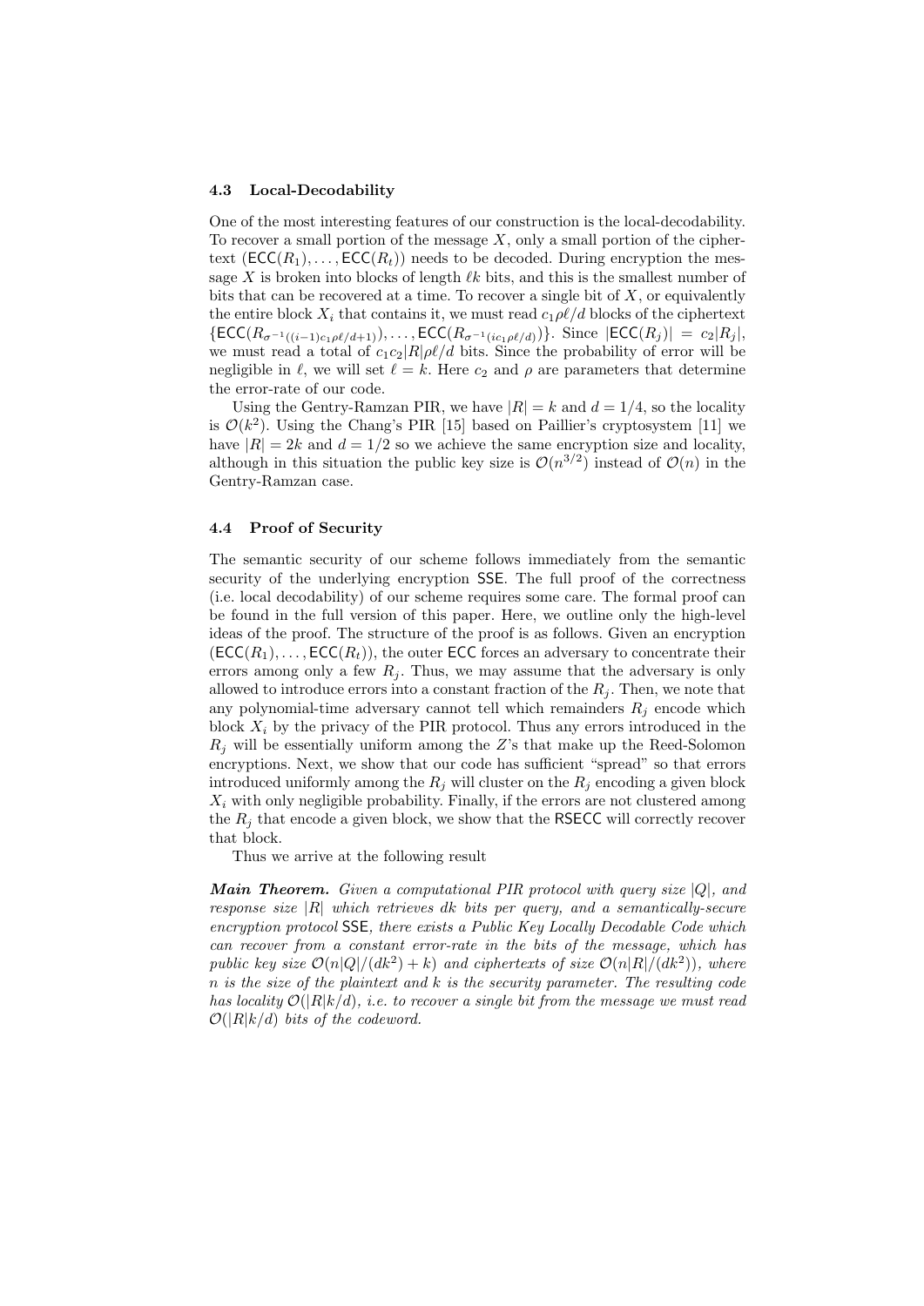### 4.3 Local-Decodability

One of the most interesting features of our construction is the local-decodability. To recover a small portion of the message $X$, only a small portion of the ciphertext $(\mathsf{ECC}(R_1), \ldots, \mathsf{ECC}(R_t))$ needs to be decoded. During encryption the message $X$ is broken into blocks of length $\ell k$ bits, and this is the smallest number of bits that can be recovered at a time. To recover a single bit of $X$, or equivalently the entire block $X_i$ that contains it, we must read $c_1 \rho \ell / d$ blocks of the ciphertext $\{\mathsf{ECC}(R_{\sigma^{-1}((i-1)c_1\rho\ell/d+1)}), \ldots, \mathsf{ECC}(R_{\sigma^{-1}(ic_1\rho\ell/d)})\}$. Since $|\mathsf{ECC}(R_j)| = c_2 |R_j|$, we must read a total of $c_1 c_2 |R| \rho \ell / d$ bits. Since the probability of error will be negligible in $\ell$, we will set $\ell = k$. Here $c_2$ and $\rho$ are parameters that determine the error-rate of our code.

Using the Gentry-Ramzan PIR, we have $|R| = k$ and $d = 1/4$, so the locality is $\mathcal{O}(k^2)$. Using the Chang's PIR [15] based on Paillier's cryptosystem [11] we have $|R| = 2k$ and $d = 1/2$ so we achieve the same encryption size and locality, although in this situation the public key size is $\mathcal{O}(n^{3/2})$ instead of $\mathcal{O}(n)$ in the Gentry-Ramzan case.

### 4.4 Proof of Security

The semantic security of our scheme follows immediately from the semantic security of the underlying encryption $\mathsf{SSE}$. The full proof of the correctness (i.e. local decodability) of our scheme requires some care. The formal proof can be found in the full version of this paper. Here, we outline only the high-level ideas of the proof. The structure of the proof is as follows. Given an encryption $(\mathsf{ECC}(R_1), \ldots, \mathsf{ECC}(R_t))$, the outer $\mathsf{ECC}$ forces an adversary to concentrate their errors among only a few $R_j$. Thus, we may assume that the adversary is only allowed to introduce errors into a constant fraction of the $R_j$. Then, we note that any polynomial-time adversary cannot tell which remainders $R_j$ encode which block $X_i$ by the privacy of the PIR protocol. Thus any errors introduced in the $R_j$ will be essentially uniform among the $Z$'s that make up the Reed-Solomon encryptions. Next, we show that our code has sufficient "spread" so that errors introduced uniformly among the $R_j$ will cluster on the $R_j$ encoding a given block $X_i$ with only negligible probability. Finally, if the errors are not clustered among the $R_j$ that encode a given block, we show that the $\mathsf{RSECC}$ will correctly recover that block.

Thus we arrive at the following result

***Main Theorem.*** *Given a computational PIR protocol with query size $|Q|$, and response size $|R|$ which retrieves $dk$ bits per query, and a semantically-secure encryption protocol* $\mathsf{SSE}$*, there exists a Public Key Locally Decodable Code which can recover from a constant error-rate in the bits of the message, which has public key size $\mathcal{O}(n|Q|/(dk^2) + k)$ and ciphertexts of size $\mathcal{O}(n|R|/(dk^2))$, where $n$ is the size of the plaintext and $k$ is the security parameter. The resulting code has locality $\mathcal{O}(|R|k/d)$, i.e. to recover a single bit from the message we must read $\mathcal{O}(|R|k/d)$ bits of the codeword.*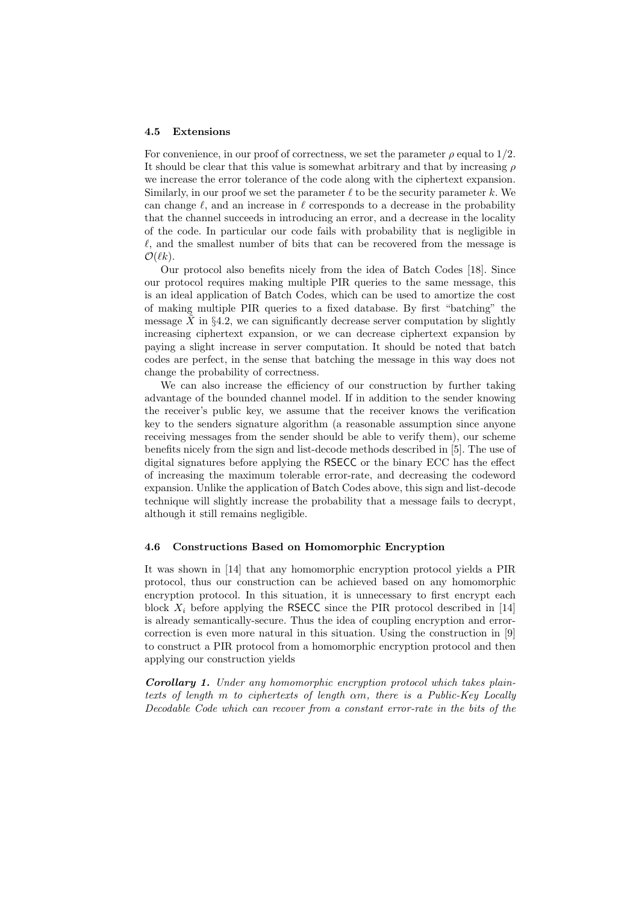### 4.5 Extensions

For convenience, in our proof of correctness, we set the parameter $\rho$ equal to $1/2$. It should be clear that this value is somewhat arbitrary and that by increasing $\rho$ we increase the error tolerance of the code along with the ciphertext expansion. Similarly, in our proof we set the parameter $\ell$ to be the security parameter $k$. We can change $\ell$, and an increase in $\ell$ corresponds to a decrease in the probability that the channel succeeds in introducing an error, and a decrease in the locality of the code. In particular our code fails with probability that is negligible in $\ell$, and the smallest number of bits that can be recovered from the message is $\mathcal{O}(\ell k)$.

Our protocol also benefits nicely from the idea of Batch Codes [18]. Since our protocol requires making multiple PIR queries to the same message, this is an ideal application of Batch Codes, which can be used to amortize the cost of making multiple PIR queries to a fixed database. By first "batching" the message $\tilde{X}$ in §4.2, we can significantly decrease server computation by slightly increasing ciphertext expansion, or we can decrease ciphertext expansion by paying a slight increase in server computation. It should be noted that batch codes are perfect, in the sense that batching the message in this way does not change the probability of correctness.

We can also increase the efficiency of our construction by further taking advantage of the bounded channel model. If in addition to the sender knowing the receiver's public key, we assume that the receiver knows the verification key to the senders signature algorithm (a reasonable assumption since anyone receiving messages from the sender should be able to verify them), our scheme benefits nicely from the sign and list-decode methods described in [5]. The use of digital signatures before applying the RSECC or the binary ECC has the effect of increasing the maximum tolerable error-rate, and decreasing the codeword expansion. Unlike the application of Batch Codes above, this sign and list-decode technique will slightly increase the probability that a message fails to decrypt, although it still remains negligible.

### 4.6 Constructions Based on Homomorphic Encryption

It was shown in [14] that any homomorphic encryption protocol yields a PIR protocol, thus our construction can be achieved based on any homomorphic encryption protocol. In this situation, it is unnecessary to first encrypt each block $X_i$ before applying the RSECC since the PIR protocol described in [14] is already semantically-secure. Thus the idea of coupling encryption and error-correction is even more natural in this situation. Using the construction in [9] to construct a PIR protocol from a homomorphic encryption protocol and then applying our construction yields

***Corollary 1.*** *Under any homomorphic encryption protocol which takes plaintexts of length $m$ to ciphertexts of length $\alpha m$, there is a Public-Key Locally Decodable Code which can recover from a constant error-rate in the bits of the*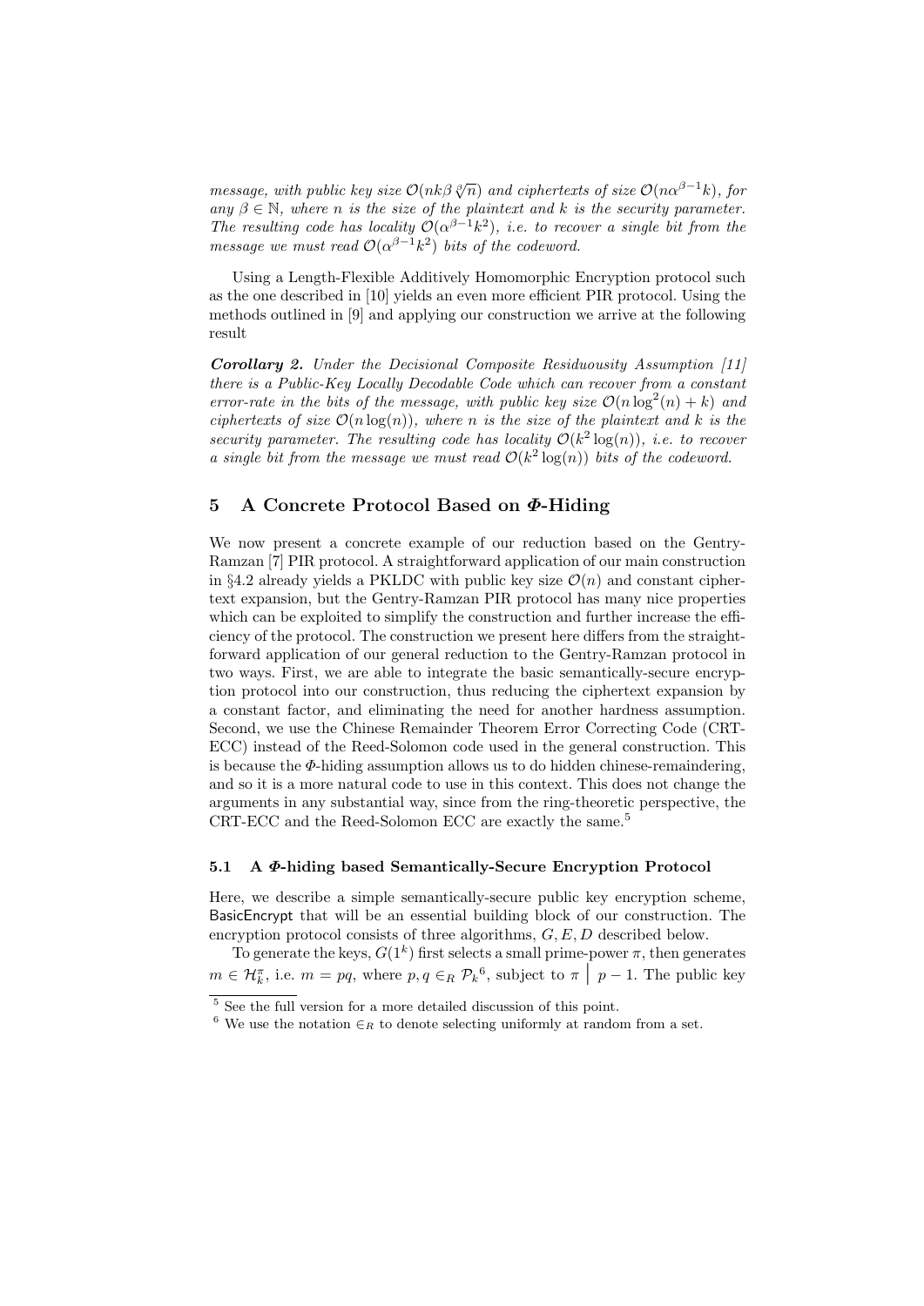*message, with public key size $\mathcal{O}(nk\beta\sqrt[\beta]{n})$ and ciphertexts of size $\mathcal{O}(n\alpha^{\beta-1}k)$, for any $\beta \in \mathbb{N}$, where $n$ is the size of the plaintext and $k$ is the security parameter. The resulting code has locality $\mathcal{O}(\alpha^{\beta-1}k^2)$, i.e. to recover a single bit from the message we must read $\mathcal{O}(\alpha^{\beta-1}k^2)$ bits of the codeword.*

Using a Length-Flexible Additively Homomorphic Encryption protocol such as the one described in [10] yields an even more efficient PIR protocol. Using the methods outlined in [9] and applying our construction we arrive at the following result

***Corollary 2.*** *Under the Decisional Composite Residuousity Assumption [11] there is a Public-Key Locally Decodable Code which can recover from a constant error-rate in the bits of the message, with public key size $\mathcal{O}(n\log^2(n) + k)$ and ciphertexts of size $\mathcal{O}(n\log(n))$, where $n$ is the size of the plaintext and $k$ is the security parameter. The resulting code has locality $\mathcal{O}(k^2\log(n))$, i.e. to recover a single bit from the message we must read $\mathcal{O}(k^2\log(n))$ bits of the codeword.*

## 5 A Concrete Protocol Based on $\Phi$-Hiding

We now present a concrete example of our reduction based on the Gentry-Ramzan [7] PIR protocol. A straightforward application of our main construction in §4.2 already yields a PKLDC with public key size $\mathcal{O}(n)$ and constant ciphertext expansion, but the Gentry-Ramzan PIR protocol has many nice properties which can be exploited to simplify the construction and further increase the efficiency of the protocol. The construction we present here differs from the straightforward application of our general reduction to the Gentry-Ramzan protocol in two ways. First, we are able to integrate the basic semantically-secure encryption protocol into our construction, thus reducing the ciphertext expansion by a constant factor, and eliminating the need for another hardness assumption. Second, we use the Chinese Remainder Theorem Error Correcting Code (CRT-ECC) instead of the Reed-Solomon code used in the general construction. This is because the $\Phi$-hiding assumption allows us to do hidden chinese-remaindering, and so it is a more natural code to use in this context. This does not change the arguments in any substantial way, since from the ring-theoretic perspective, the CRT-ECC and the Reed-Solomon ECC are exactly the same.[5]

### 5.1 A $\Phi$-hiding based Semantically-Secure Encryption Protocol

Here, we describe a simple semantically-secure public key encryption scheme, BasicEncrypt that will be an essential building block of our construction. The encryption protocol consists of three algorithms, $G, E, D$ described below.

To generate the keys, $G(1^k)$ first selects a small prime-power $\pi$, then generates $m \in \mathcal{H}_k^{\pi}$, i.e. $m = pq$, where $p, q \in_R \mathcal{P}_k$[6], subject to $\pi \mid p - 1$. The public key

[5] See the full version for a more detailed discussion of this point.

[6] We use the notation $\in_R$ to denote selecting uniformly at random from a set.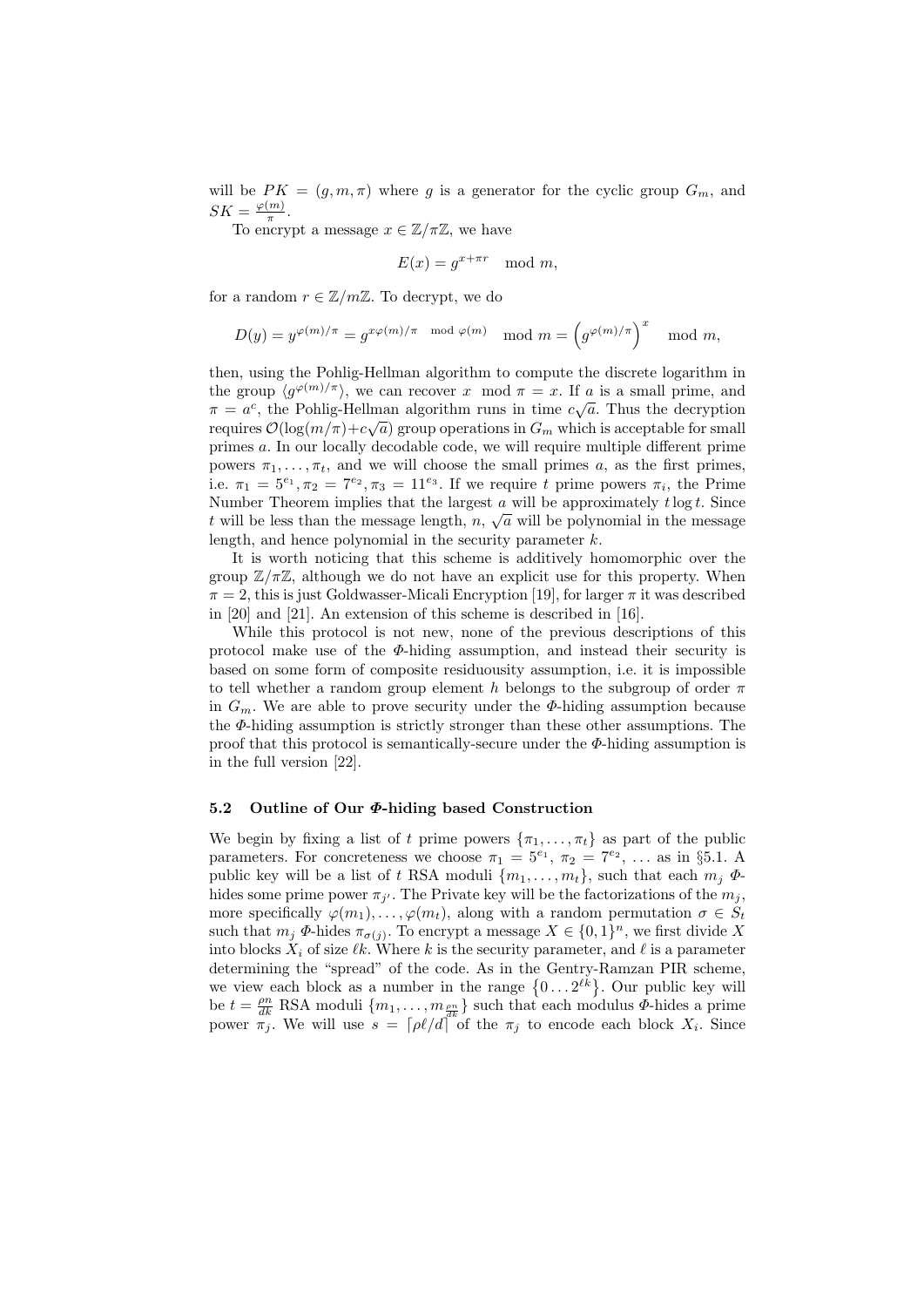will be $PK = (g, m, \pi)$ where $g$ is a generator for the cyclic group $G_m$, and $SK = \frac{\varphi(m)}{\pi}$.

To encrypt a message $x \in \mathbb{Z}/\pi\mathbb{Z}$, we have

$$E(x) = g^{x+\pi r} \mod m,$$

for a random $r \in \mathbb{Z}/m\mathbb{Z}$. To decrypt, we do

$$D(y) = y^{\varphi(m)/\pi} = g^{x\varphi(m)/\pi \mod \varphi(m)} \mod m = \left(g^{\varphi(m)/\pi}\right)^x \mod m,$$

then, using the Pohlig-Hellman algorithm to compute the discrete logarithm in the group $\langle g^{\varphi(m)/\pi} \rangle$, we can recover $x \mod \pi = x$. If $a$ is a small prime, and $\pi = a^c$, the Pohlig-Hellman algorithm runs in time $c\sqrt{a}$. Thus the decryption requires $\mathcal{O}(\log(m/\pi)+c\sqrt{a})$ group operations in $G_m$ which is acceptable for small primes $a$. In our locally decodable code, we will require multiple different prime powers $\pi_1, \ldots, \pi_t$, and we will choose the small primes $a$, as the first primes, i.e. $\pi_1 = 5^{e_1}, \pi_2 = 7^{e_2}, \pi_3 = 11^{e_3}$. If we require $t$ prime powers $\pi_i$, the Prime Number Theorem implies that the largest $a$ will be approximately $t \log t$. Since $t$ will be less than the message length, $n$, $\sqrt{a}$ will be polynomial in the message length, and hence polynomial in the security parameter $k$.

It is worth noticing that this scheme is additively homomorphic over the group $\mathbb{Z}/\pi\mathbb{Z}$, although we do not have an explicit use for this property. When $\pi = 2$, this is just Goldwasser-Micali Encryption [19], for larger $\pi$ it was described in [20] and [21]. An extension of this scheme is described in [16].

While this protocol is not new, none of the previous descriptions of this protocol make use of the $\Phi$-hiding assumption, and instead their security is based on some form of composite residuousity assumption, i.e. it is impossible to tell whether a random group element $h$ belongs to the subgroup of order $\pi$ in $G_m$. We are able to prove security under the $\Phi$-hiding assumption because the $\Phi$-hiding assumption is strictly stronger than these other assumptions. The proof that this protocol is semantically-secure under the $\Phi$-hiding assumption is in the full version [22].

### 5.2 Outline of Our $\Phi$-hiding based Construction

We begin by fixing a list of $t$ prime powers $\{\pi_1, \ldots, \pi_t\}$ as part of the public parameters. For concreteness we choose $\pi_1 = 5^{e_1}$, $\pi_2 = 7^{e_2}$, $\ldots$ as in §5.1. A public key will be a list of $t$ RSA moduli $\{m_1, \ldots, m_t\}$, such that each $m_j$ $\Phi$-hides some prime power $\pi_{j'}$. The Private key will be the factorizations of the $m_j$, more specifically $\varphi(m_1), \ldots, \varphi(m_t)$, along with a random permutation $\sigma \in S_t$ such that $m_j$ $\Phi$-hides $\pi_{\sigma(j)}$. To encrypt a message $X \in \{0,1\}^n$, we first divide $X$ into blocks $X_i$ of size $\ell k$. Where $k$ is the security parameter, and $\ell$ is a parameter determining the "spread" of the code. As in the Gentry-Ramzan PIR scheme, we view each block as a number in the range $\{0 \ldots 2^{\ell k}\}$. Our public key will be $t = \frac{\rho n}{dk}$ RSA moduli $\{m_1, \ldots, m_{\frac{\rho n}{dk}}\}$ such that each modulus $\Phi$-hides a prime power $\pi_j$. We will use $s = \lceil \rho \ell / d \rceil$ of the $\pi_j$ to encode each block $X_i$. Since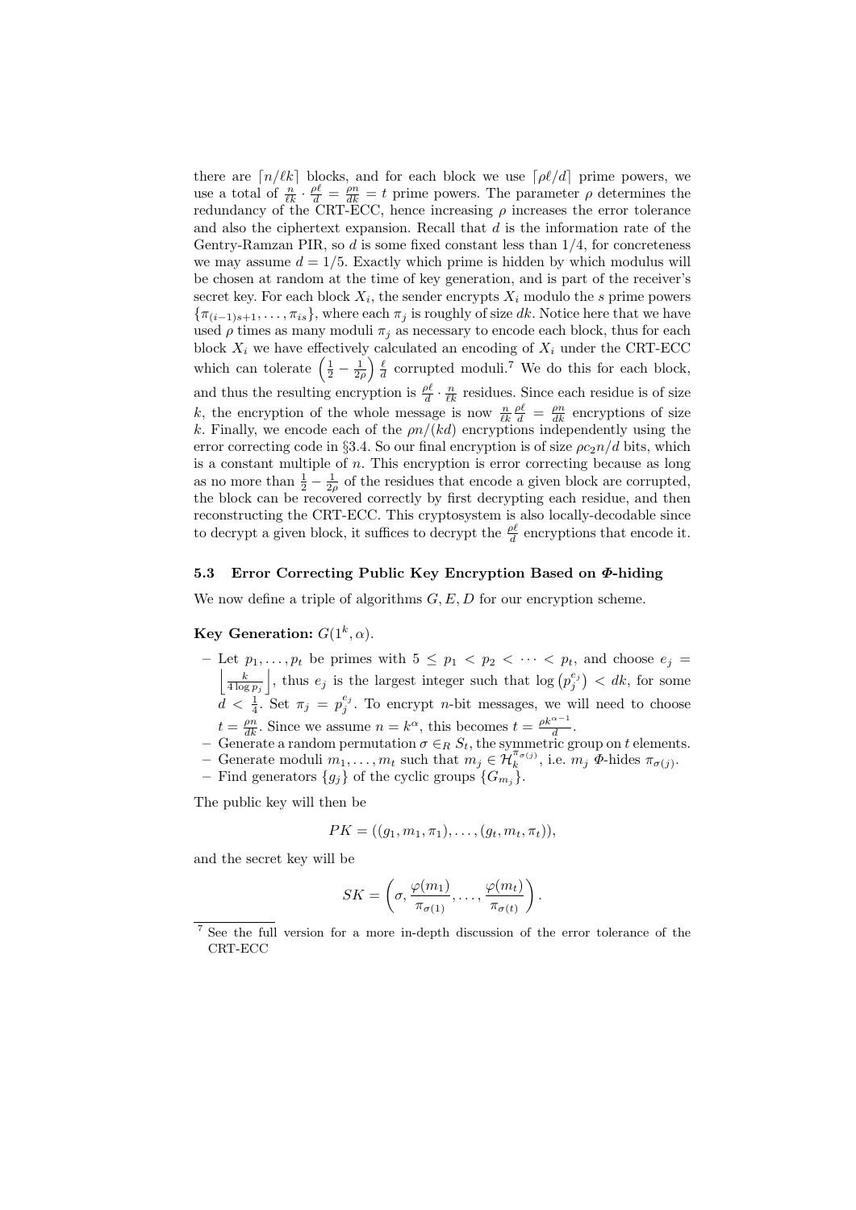there are $\lceil n/\ell k \rceil$ blocks, and for each block we use $\lceil \rho\ell/d \rceil$ prime powers, we use a total of $\frac{n}{\ell k} \cdot \frac{\rho\ell}{d} = \frac{\rho n}{dk} = t$ prime powers. The parameter $\rho$ determines the redundancy of the CRT-ECC, hence increasing $\rho$ increases the error tolerance and also the ciphertext expansion. Recall that $d$ is the information rate of the Gentry-Ramzan PIR, so $d$ is some fixed constant less than $1/4$, for concreteness we may assume $d = 1/5$. Exactly which prime is hidden by which modulus will be chosen at random at the time of key generation, and is part of the receiver's secret key. For each block $X_i$, the sender encrypts $X_i$ modulo the $s$ prime powers $\{\pi_{(i-1)s+1}, \ldots, \pi_{is}\}$, where each $\pi_j$ is roughly of size $dk$. Notice here that we have used $\rho$ times as many moduli $\pi_j$ as necessary to encode each block, thus for each block $X_i$ we have effectively calculated an encoding of $X_i$ under the CRT-ECC which can tolerate $\left(\frac{1}{2} - \frac{1}{2\rho}\right)\frac{\ell}{d}$ corrupted moduli.[7] We do this for each block, and thus the resulting encryption is $\frac{\rho\ell}{d} \cdot \frac{n}{\ell k}$ residues. Since each residue is of size $k$, the encryption of the whole message is now $\frac{n}{\ell k}\frac{\rho\ell}{d} = \frac{\rho n}{dk}$ encryptions of size $k$. Finally, we encode each of the $\rho n/(kd)$ encryptions independently using the error correcting code in §3.4. So our final encryption is of size $\rho c_2 n/d$ bits, which is a constant multiple of $n$. This encryption is error correcting because as long as no more than $\frac{1}{2} - \frac{1}{2\rho}$ of the residues that encode a given block are corrupted, the block can be recovered correctly by first decrypting each residue, and then reconstructing the CRT-ECC. This cryptosystem is also locally-decodable since to decrypt a given block, it suffices to decrypt the $\frac{\rho\ell}{d}$ encryptions that encode it.

### 5.3 Error Correcting Public Key Encryption Based on $\Phi$-hiding

We now define a triple of algorithms $G, E, D$ for our encryption scheme.

**Key Generation:** $G(1^k, \alpha)$.

- Let $p_1, \ldots, p_t$ be primes with $5 \leq p_1 < p_2 < \cdots < p_t$, and choose $e_j = \left\lfloor \frac{k}{4 \log p_j} \right\rfloor$, thus $e_j$ is the largest integer such that $\log\left(p_j^{e_j}\right) < dk$, for some $d < \frac{1}{4}$. Set $\pi_j = p_j^{e_j}$. To encrypt $n$-bit messages, we will need to choose $t = \frac{\rho n}{dk}$. Since we assume $n = k^\alpha$, this becomes $t = \frac{\rho k^{\alpha-1}}{d}$.
- Generate a random permutation $\sigma \in_R S_t$, the symmetric group on $t$ elements.
- Generate moduli $m_1, \ldots, m_t$ such that $m_j \in \mathcal{H}_k^{\pi_{\sigma(j)}}$, i.e. $m_j$ $\Phi$-hides $\pi_{\sigma(j)}$.
- Find generators $\{g_j\}$ of the cyclic groups $\{G_{m_j}\}$.

The public key will then be

$$PK = ((g_1, m_1, \pi_1), \ldots, (g_t, m_t, \pi_t)),$$

and the secret key will be

$$SK = \left(\sigma, \frac{\varphi(m_1)}{\pi_{\sigma(1)}}, \ldots, \frac{\varphi(m_t)}{\pi_{\sigma(t)}}\right).$$

[7] See the full version for a more in-depth discussion of the error tolerance of the CRT-ECC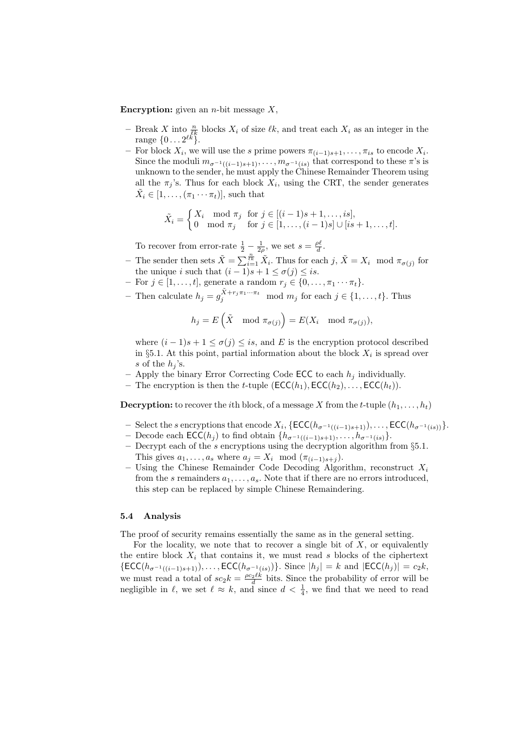**Encryption:** given an $n$-bit message $X$,

- Break $X$ into $\frac{n}{\ell k}$ blocks $X_i$ of size $\ell k$, and treat each $X_i$ as an integer in the range $\{0 \dots 2^{\ell k}\}$.
- For block $X_i$, we will use the $s$ prime powers $\pi_{(i-1)s+1}, \dots, \pi_{is}$ to encode $X_i$. Since the moduli $m_{\sigma^{-1}((i-1)s+1)}, \dots, m_{\sigma^{-1}(is)}$ that correspond to these $\pi$'s is unknown to the sender, he must apply the Chinese Remainder Theorem using all the $\pi_j$'s. Thus for each block $X_i$, using the CRT, the sender generates $\tilde{X}_i \in [1, \dots, (\pi_1 \cdots \pi_t)]$, such that

$$\tilde{X}_i = \begin{cases} X_i \mod \pi_j & \text{for } j \in [(i-1)s+1, \dots, is], \\ 0 \mod \pi_j & \text{for } j \in [1, \dots, (i-1)s] \cup [is+1, \dots, t]. \end{cases}$$

  To recover from error-rate $\frac{1}{2} - \frac{1}{2\rho}$, we set $s = \frac{\rho \ell}{d}$.
- The sender then sets $\tilde{X} = \sum_{i=1}^{\frac{n}{\ell k}} \tilde{X}_i$. Thus for each $j$, $\tilde{X} = X_i \mod \pi_{\sigma(j)}$ for the unique $i$ such that $(i-1)s + 1 \leq \sigma(j) \leq is$.
- For $j \in [1, \dots, t]$, generate a random $r_j \in \{0, \dots, \pi_1 \cdots \pi_t\}$.
- Then calculate $h_j = g_j^{\tilde{X} + r_j \pi_1 \cdots \pi_t} \mod m_j$ for each $j \in \{1, \dots, t\}$. Thus

$$h_j = E\left(\tilde{X} \mod \pi_{\sigma(j)}\right) = E(X_i \mod \pi_{\sigma(j)}),$$

  where $(i-1)s + 1 \leq \sigma(j) \leq is$, and $E$ is the encryption protocol described in §5.1. At this point, partial information about the block $X_i$ is spread over $s$ of the $h_j$'s.
- Apply the binary Error Correcting Code $\mathsf{ECC}$ to each $h_j$ individually.
- The encryption is then the $t$-tuple $(\mathsf{ECC}(h_1), \mathsf{ECC}(h_2), \dots, \mathsf{ECC}(h_t))$.

**Decryption:** to recover the $i$th block, of a message $X$ from the $t$-tuple $(h_1, \dots, h_t)$

- Select the $s$ encryptions that encode $X_i$, $\{\mathsf{ECC}(h_{\sigma^{-1}((i-1)s+1)}), \dots, \mathsf{ECC}(h_{\sigma^{-1}(is)})\}$.
- Decode each $\mathsf{ECC}(h_j)$ to find obtain $\{h_{\sigma^{-1}((i-1)s+1)}, \dots, h_{\sigma^{-1}(is)}\}$.
- Decrypt each of the $s$ encryptions using the decryption algorithm from §5.1. This gives $a_1, \dots, a_s$ where $a_j = X_i \mod (\pi_{(i-1)s+j})$.
- Using the Chinese Remainder Code Decoding Algorithm, reconstruct $X_i$ from the $s$ remainders $a_1, \dots, a_s$. Note that if there are no errors introduced, this step can be replaced by simple Chinese Remaindering.

### 5.4 Analysis

The proof of security remains essentially the same as in the general setting.

For the locality, we note that to recover a single bit of $X$, or equivalently the entire block $X_i$ that contains it, we must read $s$ blocks of the ciphertext $\{\mathsf{ECC}(h_{\sigma^{-1}((i-1)s+1)}), \dots, \mathsf{ECC}(h_{\sigma^{-1}(is)})\}$. Since $|h_j| = k$ and $|\mathsf{ECC}(h_j)| = c_2 k$, we must read a total of $s c_2 k = \frac{\rho c_2 \ell k}{d}$ bits. Since the probability of error will be negligible in $\ell$, we set $\ell \approx k$, and since $d < \frac{1}{4}$, we find that we need to read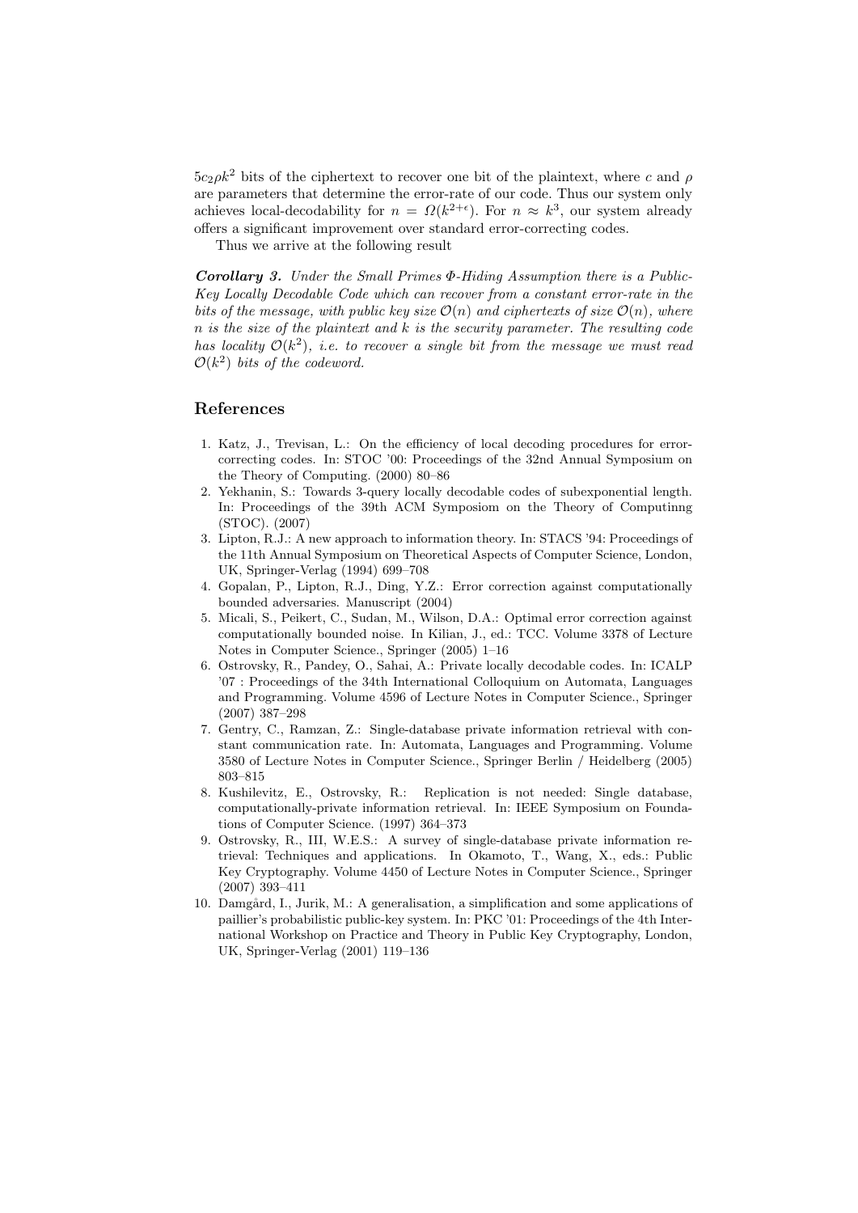$5c_2\rho k^2$ bits of the ciphertext to recover one bit of the plaintext, where $c$ and $\rho$ are parameters that determine the error-rate of our code. Thus our system only achieves local-decodability for $n = \Omega(k^{2+\epsilon})$. For $n \approx k^3$, our system already offers a significant improvement over standard error-correcting codes.

Thus we arrive at the following result

***Corollary 3.*** *Under the Small Primes $\Phi$-Hiding Assumption there is a Public-Key Locally Decodable Code which can recover from a constant error-rate in the bits of the message, with public key size $\mathcal{O}(n)$ and ciphertexts of size $\mathcal{O}(n)$, where $n$ is the size of the plaintext and $k$ is the security parameter. The resulting code has locality $\mathcal{O}(k^2)$, i.e. to recover a single bit from the message we must read $\mathcal{O}(k^2)$ bits of the codeword.*

## References

1. Katz, J., Trevisan, L.: On the efficiency of local decoding procedures for error-correcting codes. In: STOC '00: Proceedings of the 32nd Annual Symposium on the Theory of Computing. (2000) 80–86
2. Yekhanin, S.: Towards 3-query locally decodable codes of subexponential length. In: Proceedings of the 39th ACM Symposiom on the Theory of Computinng (STOC). (2007)
3. Lipton, R.J.: A new approach to information theory. In: STACS '94: Proceedings of the 11th Annual Symposium on Theoretical Aspects of Computer Science, London, UK, Springer-Verlag (1994) 699–708
4. Gopalan, P., Lipton, R.J., Ding, Y.Z.: Error correction against computationally bounded adversaries. Manuscript (2004)
5. Micali, S., Peikert, C., Sudan, M., Wilson, D.A.: Optimal error correction against computationally bounded noise. In Kilian, J., ed.: TCC. Volume 3378 of Lecture Notes in Computer Science., Springer (2005) 1–16
6. Ostrovsky, R., Pandey, O., Sahai, A.: Private locally decodable codes. In: ICALP '07 : Proceedings of the 34th International Colloquium on Automata, Languages and Programming. Volume 4596 of Lecture Notes in Computer Science., Springer (2007) 387–298
7. Gentry, C., Ramzan, Z.: Single-database private information retrieval with constant communication rate. In: Automata, Languages and Programming. Volume 3580 of Lecture Notes in Computer Science., Springer Berlin / Heidelberg (2005) 803–815
8. Kushilevitz, E., Ostrovsky, R.: Replication is not needed: Single database, computationally-private information retrieval. In: IEEE Symposium on Foundations of Computer Science. (1997) 364–373
9. Ostrovsky, R., III, W.E.S.: A survey of single-database private information retrieval: Techniques and applications. In Okamoto, T., Wang, X., eds.: Public Key Cryptography. Volume 4450 of Lecture Notes in Computer Science., Springer (2007) 393–411
10. Damgård, I., Jurik, M.: A generalisation, a simplification and some applications of paillier's probabilistic public-key system. In: PKC '01: Proceedings of the 4th International Workshop on Practice and Theory in Public Key Cryptography, London, UK, Springer-Verlag (2001) 119–136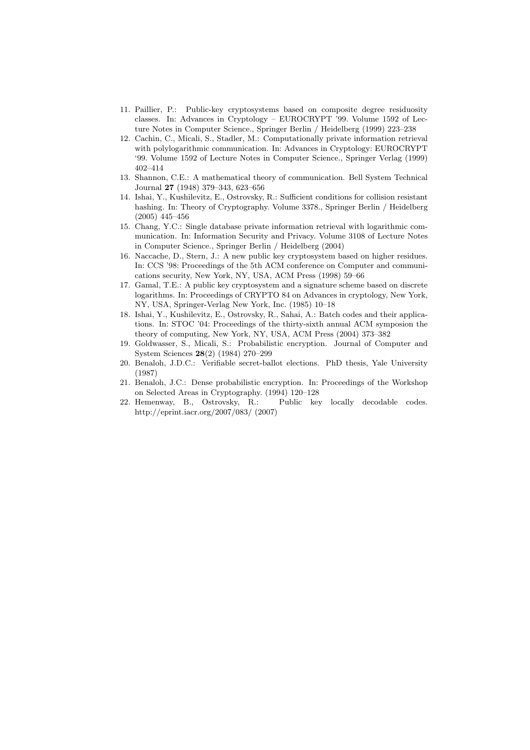11. Paillier, P.: Public-key cryptosystems based on composite degree residuosity classes. In: Advances in Cryptology – EUROCRYPT '99. Volume 1592 of Lecture Notes in Computer Science., Springer Berlin / Heidelberg (1999) 223–238
12. Cachin, C., Micali, S., Stadler, M.: Computationally private information retrieval with polylogarithmic communication. In: Advances in Cryptology: EUROCRYPT '99. Volume 1592 of Lecture Notes in Computer Science., Springer Verlag (1999) 402–414
13. Shannon, C.E.: A mathematical theory of communication. Bell System Technical Journal **27** (1948) 379–343, 623–656
14. Ishai, Y., Kushilevitz, E., Ostrovsky, R.: Sufficient conditions for collision resistant hashing. In: Theory of Cryptography. Volume 3378., Springer Berlin / Heidelberg (2005) 445–456
15. Chang, Y.C.: Single database private information retrieval with logarithmic communication. In: Information Security and Privacy. Volume 3108 of Lecture Notes in Computer Science., Springer Berlin / Heidelberg (2004)
16. Naccache, D., Stern, J.: A new public key cryptosystem based on higher residues. In: CCS '98: Proceedings of the 5th ACM conference on Computer and communications security, New York, NY, USA, ACM Press (1998) 59–66
17. Gamal, T.E.: A public key cryptosystem and a signature scheme based on discrete logarithms. In: Proceedings of CRYPTO 84 on Advances in cryptology, New York, NY, USA, Springer-Verlag New York, Inc. (1985) 10–18
18. Ishai, Y., Kushilevitz, E., Ostrovsky, R., Sahai, A.: Batch codes and their applications. In: STOC '04: Proceedings of the thirty-sixth annual ACM symposion the theory of computing, New York, NY, USA, ACM Press (2004) 373–382
19. Goldwasser, S., Micali, S.: Probabilistic encryption. Journal of Computer and System Sciences **28**(2) (1984) 270–299
20. Benaloh, J.D.C.: Verifiable secret-ballot elections. PhD thesis, Yale University (1987)
21. Benaloh, J.C.: Dense probabilistic encryption. In: Proceedings of the Workshop on Selected Areas in Cryptography. (1994) 120–128
22. Hemenway, B., Ostrovsky, R.: Public key locally decodable codes. http://eprint.iacr.org/2007/083/ (2007)